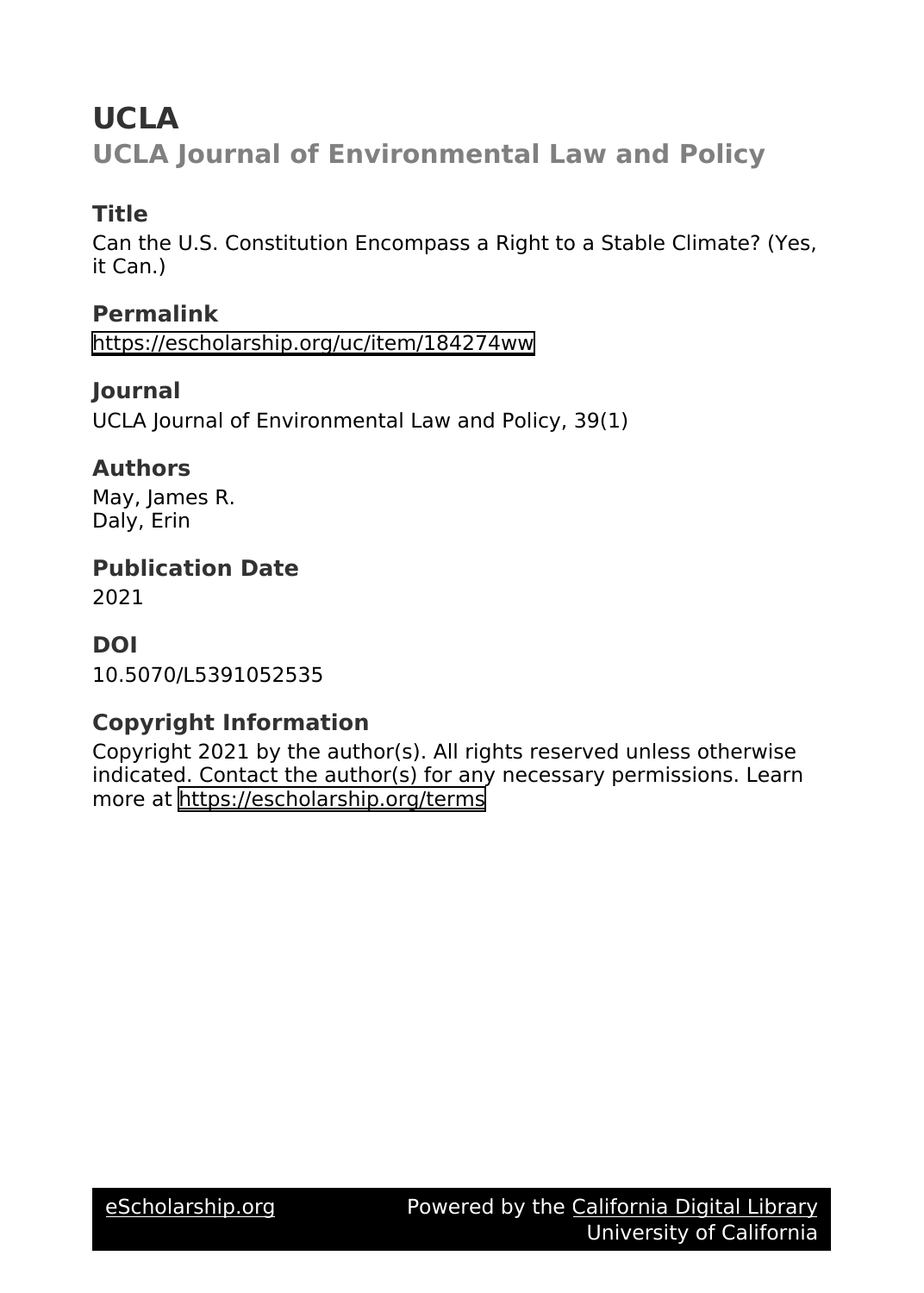# UCLA

## UCLA Journal of Environmental Law and Policy

### Title

Can the U.S. Constitution Encompass a Right to a Stable Climate? (Yes, it Can.)

### Permalink

https://escholarship.org/uc/item/184274ww

### Journal

UCLA Journal of Environmental Law and Policy, 39(1)

### Authors

May, James R.
Daly, Erin

### Publication Date

2021

### DOI

10.5070/L5391052535

### Copyright Information

Copyright 2021 by the author(s). All rights reserved unless otherwise indicated. Contact the author(s) for any necessary permissions. Learn more at https://escholarship.org/terms

eScholarship.org Powered by the California Digital Library University of California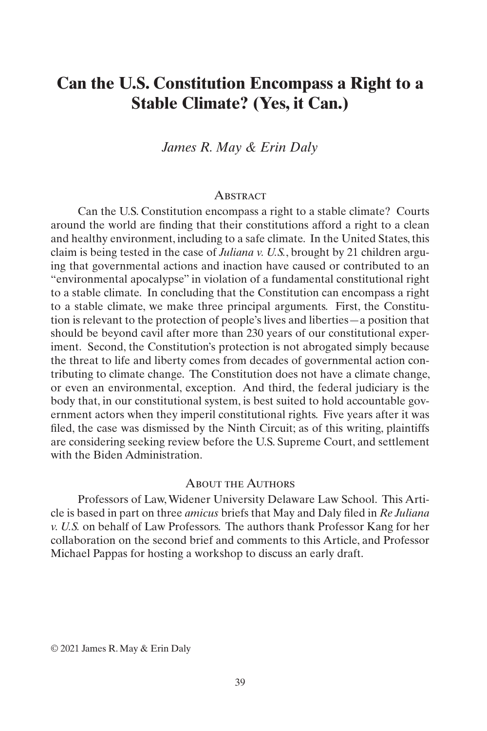# Can the U.S. Constitution Encompass a Right to a Stable Climate? (Yes, it Can.)

*James R. May & Erin Daly*

## Abstract

Can the U.S. Constitution encompass a right to a stable climate? Courts around the world are finding that their constitutions afford a right to a clean and healthy environment, including to a safe climate. In the United States, this claim is being tested in the case of *Juliana v. U.S.*, brought by 21 children arguing that governmental actions and inaction have caused or contributed to an "environmental apocalypse" in violation of a fundamental constitutional right to a stable climate. In concluding that the Constitution can encompass a right to a stable climate, we make three principal arguments. First, the Constitution is relevant to the protection of people's lives and liberties—a position that should be beyond cavil after more than 230 years of our constitutional experiment. Second, the Constitution's protection is not abrogated simply because the threat to life and liberty comes from decades of governmental action contributing to climate change. The Constitution does not have a climate change, or even an environmental, exception. And third, the federal judiciary is the body that, in our constitutional system, is best suited to hold accountable government actors when they imperil constitutional rights. Five years after it was filed, the case was dismissed by the Ninth Circuit; as of this writing, plaintiffs are considering seeking review before the U.S. Supreme Court, and settlement with the Biden Administration.

## About the Authors

Professors of Law, Widener University Delaware Law School. This Article is based in part on three *amicus* briefs that May and Daly filed in *Re Juliana v. U.S.* on behalf of Law Professors. The authors thank Professor Kang for her collaboration on the second brief and comments to this Article, and Professor Michael Pappas for hosting a workshop to discuss an early draft.

© 2021 James R. May & Erin Daly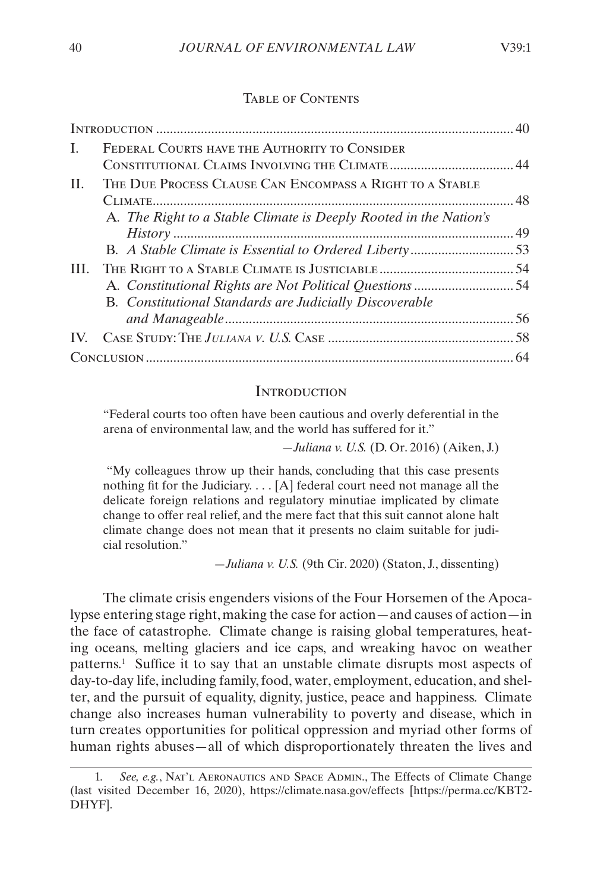## Table of Contents

| | | |
|---|---|---|
| Introduction | | 40 |
| I. | Federal Courts have the Authority to Consider Constitutional Claims Involving the Climate | 44 |
| II. | The Due Process Clause Can Encompass a Right to a Stable Climate | 48 |
| | A. *The Right to a Stable Climate is Deeply Rooted in the Nation's History* | 49 |
| | B. *A Stable Climate is Essential to Ordered Liberty* | 53 |
| III. | The Right to a Stable Climate is Justiciable | 54 |
| | A. *Constitutional Rights are Not Political Questions* | 54 |
| | B. *Constitutional Standards are Judicially Discoverable and Manageable* | 56 |
| IV. | Case Study: The *Juliana v. U.S.* Case | 58 |
| Conclusion | | 64 |

## Introduction

> "Federal courts too often have been cautious and overly deferential in the arena of environmental law, and the world has suffered for it."
>
> —*Juliana v. U.S.* (D. Or. 2016) (Aiken, J.)

> "My colleagues throw up their hands, concluding that this case presents nothing fit for the Judiciary. . . . [A] federal court need not manage all the delicate foreign relations and regulatory minutiae implicated by climate change to offer real relief, and the mere fact that this suit cannot alone halt climate change does not mean that it presents no claim suitable for judicial resolution."
>
> —*Juliana v. U.S.* (9th Cir. 2020) (Staton, J., dissenting)

The climate crisis engenders visions of the Four Horsemen of the Apocalypse entering stage right, making the case for action—and causes of action—in the face of catastrophe. Climate change is raising global temperatures, heating oceans, melting glaciers and ice caps, and wreaking havoc on weather patterns.[1] Suffice it to say that an unstable climate disrupts most aspects of day-to-day life, including family, food, water, employment, education, and shelter, and the pursuit of equality, dignity, justice, peace and happiness. Climate change also increases human vulnerability to poverty and disease, which in turn creates opportunities for political oppression and myriad other forms of human rights abuses—all of which disproportionately threaten the lives and

---

1. *See, e.g.*, Nat'l Aeronautics and Space Admin., The Effects of Climate Change (last visited December 16, 2020), https://climate.nasa.gov/effects [https://perma.cc/KBT2-DHYF].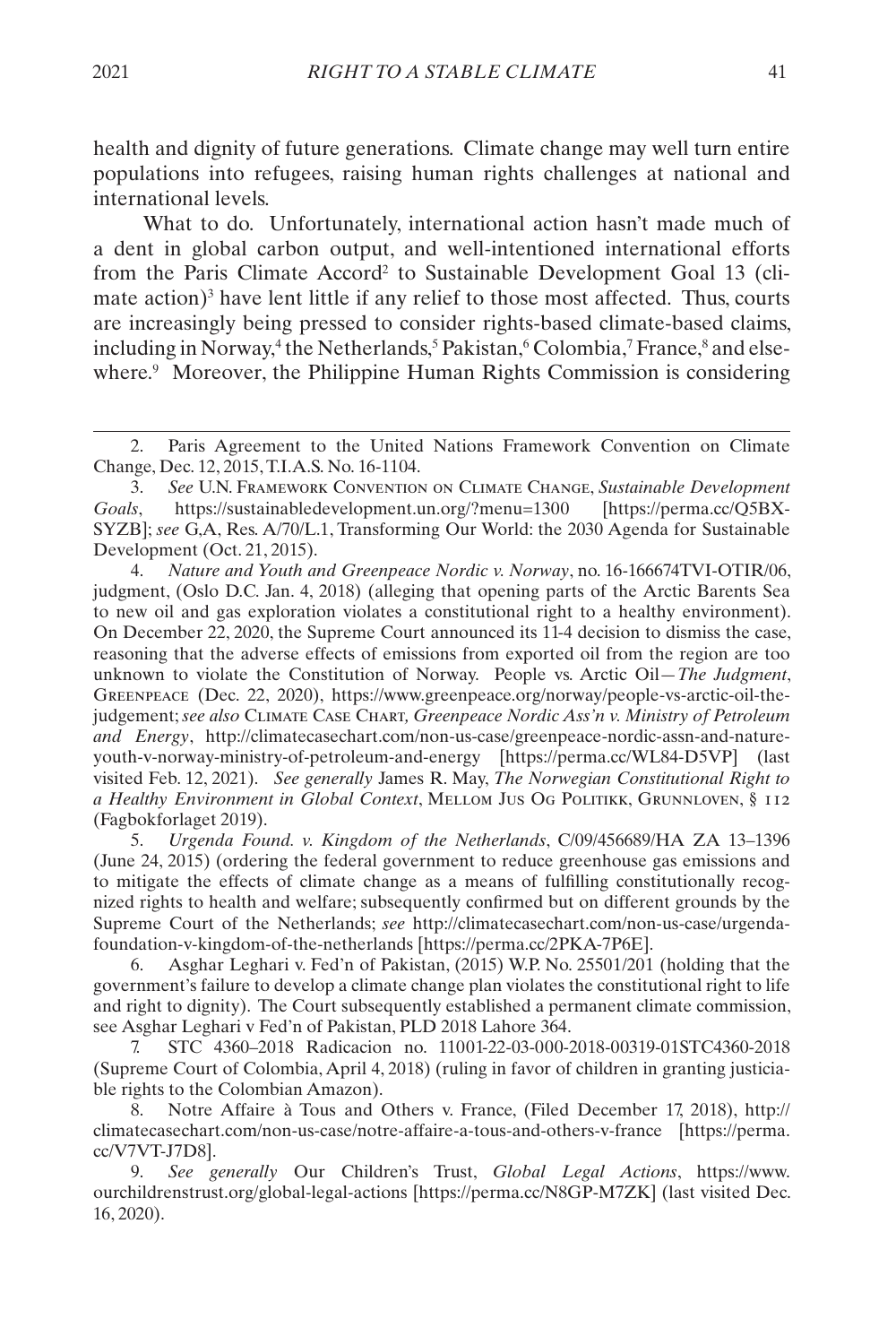health and dignity of future generations. Climate change may well turn entire populations into refugees, raising human rights challenges at national and international levels.

What to do. Unfortunately, international action hasn't made much of a dent in global carbon output, and well-intentioned international efforts from the Paris Climate Accord[2] to Sustainable Development Goal 13 (climate action)[3] have lent little if any relief to those most affected. Thus, courts are increasingly being pressed to consider rights-based climate-based claims, including in Norway,[4] the Netherlands,[5] Pakistan,[6] Colombia,[7] France,[8] and elsewhere.[9] Moreover, the Philippine Human Rights Commission is considering

---

2. Paris Agreement to the United Nations Framework Convention on Climate Change, Dec. 12, 2015, T.I.A.S. No. 16-1104.

3. *See* U.N. Framework Convention on Climate Change, *Sustainable Development Goals*, https://sustainabledevelopment.un.org/?menu=1300 [https://perma.cc/Q5BX-SYZB]; *see* G,A, Res. A/70/L.1, Transforming Our World: the 2030 Agenda for Sustainable Development (Oct. 21, 2015).

4. *Nature and Youth and Greenpeace Nordic v. Norway*, no. 16-166674TVI-OTIR/06, judgment, (Oslo D.C. Jan. 4, 2018) (alleging that opening parts of the Arctic Barents Sea to new oil and gas exploration violates a constitutional right to a healthy environment). On December 22, 2020, the Supreme Court announced its 11-4 decision to dismiss the case, reasoning that the adverse effects of emissions from exported oil from the region are too unknown to violate the Constitution of Norway. People vs. Arctic Oil—*The Judgment*, Greenpeace (Dec. 22, 2020), https://www.greenpeace.org/norway/people-vs-arctic-oil-the-judgement; *see also* Climate Case Chart, *Greenpeace Nordic Ass'n v. Ministry of Petroleum and Energy*, http://climatecasechart.com/non-us-case/greenpeace-nordic-assn-and-nature-youth-v-norway-ministry-of-petroleum-and-energy [https://perma.cc/WL84-D5VP] (last visited Feb. 12, 2021). *See generally* James R. May, *The Norwegian Constitutional Right to a Healthy Environment in Global Context*, Mellom Jus Og Politikk, Grunnloven, § 112 (Fagbokforlaget 2019).

5. *Urgenda Found. v. Kingdom of the Netherlands*, C/09/456689/HA ZA 13–1396 (June 24, 2015) (ordering the federal government to reduce greenhouse gas emissions and to mitigate the effects of climate change as a means of fulfilling constitutionally recognized rights to health and welfare; subsequently confirmed but on different grounds by the Supreme Court of the Netherlands; *see* http://climatecasechart.com/non-us-case/urgenda-foundation-v-kingdom-of-the-netherlands [https://perma.cc/2PKA-7P6E].

6. Asghar Leghari v. Fed'n of Pakistan, (2015) W.P. No. 25501/201 (holding that the government's failure to develop a climate change plan violates the constitutional right to life and right to dignity). The Court subsequently established a permanent climate commission, see Asghar Leghari v Fed'n of Pakistan, PLD 2018 Lahore 364.

7. STC 4360–2018 Radicacion no. 11001-22-03-000-2018-00319-01STC4360-2018 (Supreme Court of Colombia, April 4, 2018) (ruling in favor of children in granting justiciable rights to the Colombian Amazon).

8. Notre Affaire à Tous and Others v. France, (Filed December 17, 2018), http://climatecasechart.com/non-us-case/notre-affaire-a-tous-and-others-v-france [https://perma.cc/V7VT-J7D8].

9. *See generally* Our Children's Trust, *Global Legal Actions*, https://www.ourchildrenstrust.org/global-legal-actions [https://perma.cc/N8GP-M7ZK] (last visited Dec. 16, 2020).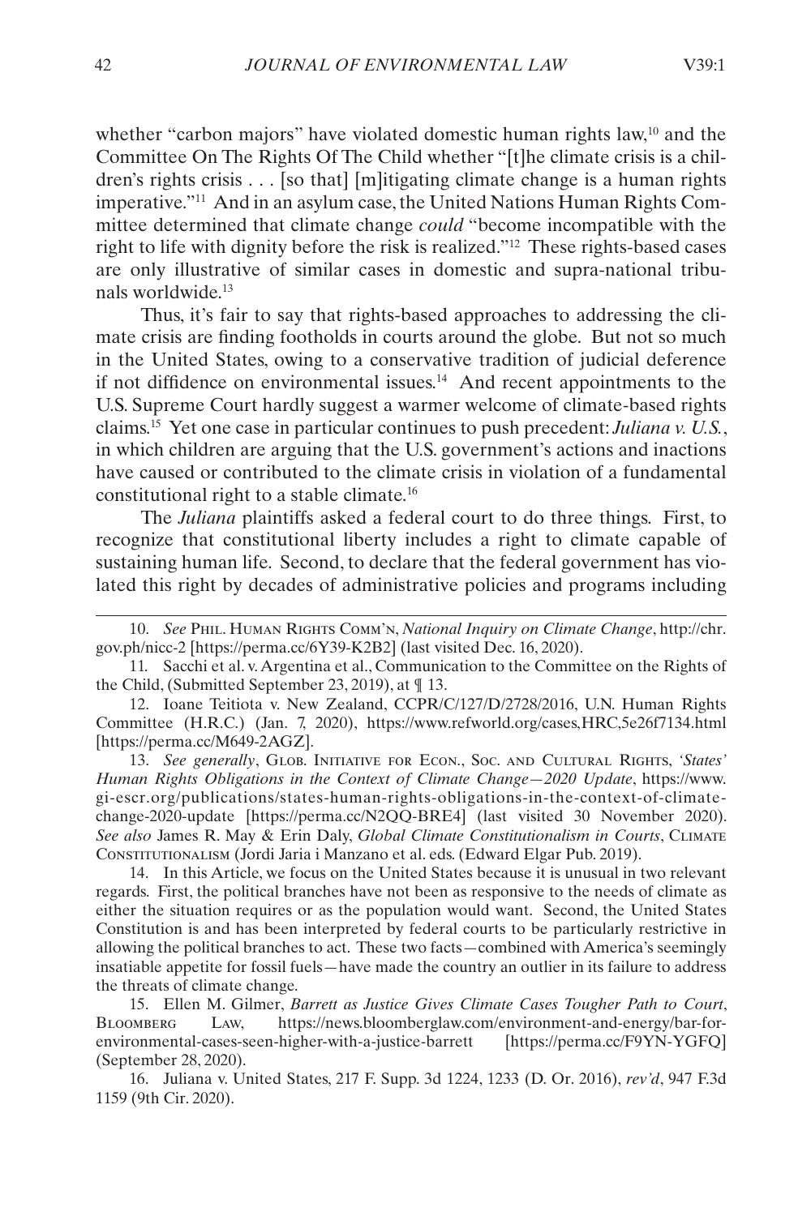whether "carbon majors" have violated domestic human rights law,[10] and the Committee On The Rights Of The Child whether "[t]he climate crisis is a children's rights crisis . . . [so that] [m]itigating climate change is a human rights imperative."[11] And in an asylum case, the United Nations Human Rights Committee determined that climate change *could* "become incompatible with the right to life with dignity before the risk is realized."[12] These rights-based cases are only illustrative of similar cases in domestic and supra-national tribunals worldwide.[13]

Thus, it's fair to say that rights-based approaches to addressing the climate crisis are finding footholds in courts around the globe. But not so much in the United States, owing to a conservative tradition of judicial deference if not diffidence on environmental issues.[14] And recent appointments to the U.S. Supreme Court hardly suggest a warmer welcome of climate-based rights claims.[15] Yet one case in particular continues to push precedent: *Juliana v. U.S.*, in which children are arguing that the U.S. government's actions and inactions have caused or contributed to the climate crisis in violation of a fundamental constitutional right to a stable climate.[16]

The *Juliana* plaintiffs asked a federal court to do three things. First, to recognize that constitutional liberty includes a right to climate capable of sustaining human life. Second, to declare that the federal government has violated this right by decades of administrative policies and programs including

---

10. *See* Phil. Human Rights Comm'n, *National Inquiry on Climate Change*, http://chr.gov.ph/nicc-2 [https://perma.cc/6Y39-K2B2] (last visited Dec. 16, 2020).

11. Sacchi et al. v. Argentina et al., Communication to the Committee on the Rights of the Child, (Submitted September 23, 2019), at ¶ 13.

12. Ioane Teitiota v. New Zealand, CCPR/C/127/D/2728/2016, U.N. Human Rights Committee (H.R.C.) (Jan. 7, 2020), https://www.refworld.org/cases,HRC,5e26f7134.html [https://perma.cc/M649-2AGZ].

13. *See generally*, Glob. Initiative for Econ., Soc. and Cultural Rights, *'States' Human Rights Obligations in the Context of Climate Change—2020 Update*, https://www.gi-escr.org/publications/states-human-rights-obligations-in-the-context-of-climate-change-2020-update [https://perma.cc/N2QQ-BRE4] (last visited 30 November 2020). *See also* James R. May & Erin Daly, *Global Climate Constitutionalism in Courts*, Climate Constitutionalism (Jordi Jaria i Manzano et al. eds. (Edward Elgar Pub. 2019).

14. In this Article, we focus on the United States because it is unusual in two relevant regards. First, the political branches have not been as responsive to the needs of climate as either the situation requires or as the population would want. Second, the United States Constitution is and has been interpreted by federal courts to be particularly restrictive in allowing the political branches to act. These two facts—combined with America's seemingly insatiable appetite for fossil fuels—have made the country an outlier in its failure to address the threats of climate change.

15. Ellen M. Gilmer, *Barrett as Justice Gives Climate Cases Tougher Path to Court*, Bloomberg Law, https://news.bloomberglaw.com/environment-and-energy/bar-for-environmental-cases-seen-higher-with-a-justice-barrett [https://perma.cc/F9YN-YGFQ] (September 28, 2020).

16. Juliana v. United States, 217 F. Supp. 3d 1224, 1233 (D. Or. 2016), *rev'd*, 947 F.3d 1159 (9th Cir. 2020).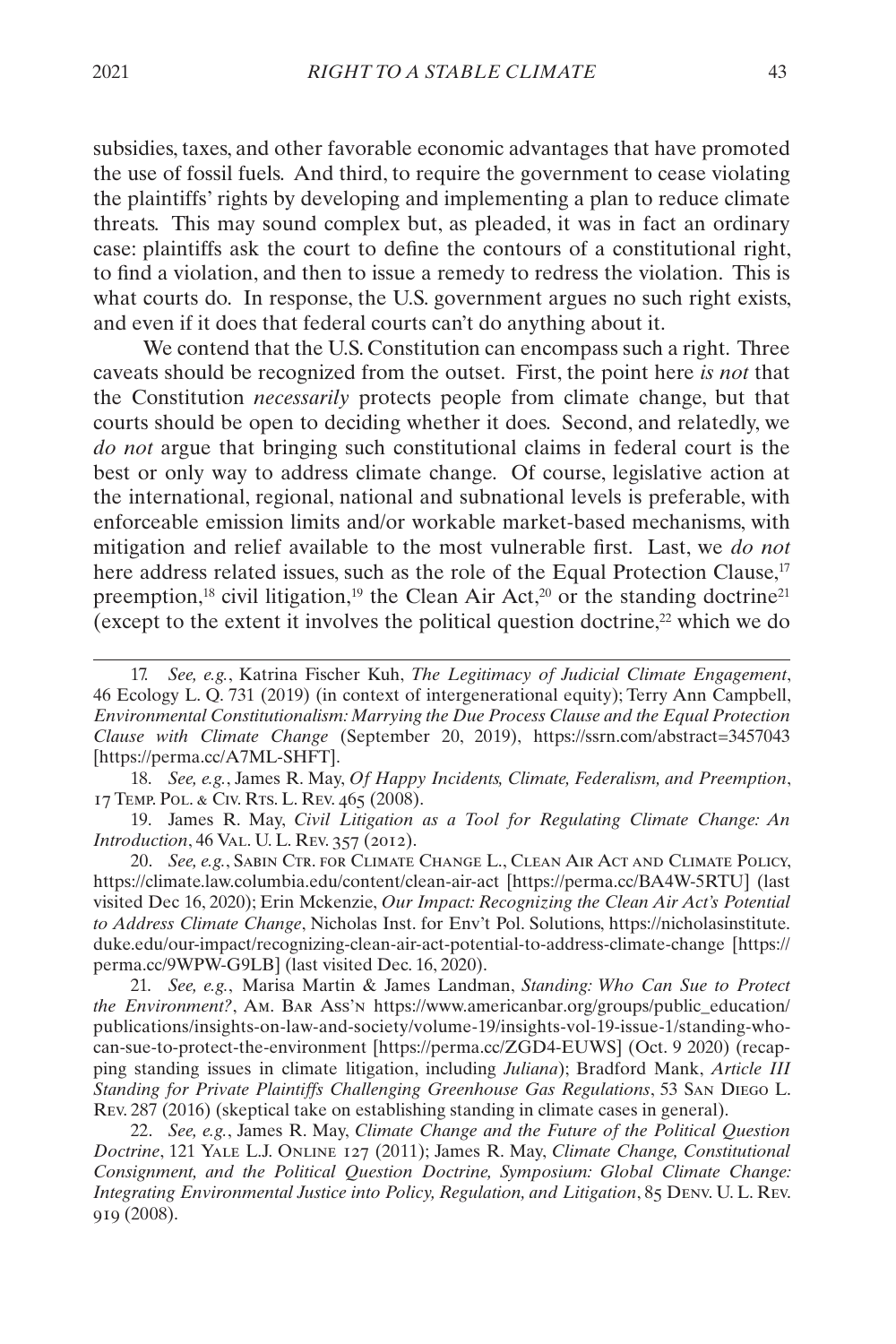subsidies, taxes, and other favorable economic advantages that have promoted the use of fossil fuels. And third, to require the government to cease violating the plaintiffs' rights by developing and implementing a plan to reduce climate threats. This may sound complex but, as pleaded, it was in fact an ordinary case: plaintiffs ask the court to define the contours of a constitutional right, to find a violation, and then to issue a remedy to redress the violation. This is what courts do. In response, the U.S. government argues no such right exists, and even if it does that federal courts can't do anything about it.

We contend that the U.S. Constitution can encompass such a right. Three caveats should be recognized from the outset. First, the point here *is not* that the Constitution *necessarily* protects people from climate change, but that courts should be open to deciding whether it does. Second, and relatedly, we *do not* argue that bringing such constitutional claims in federal court is the best or only way to address climate change. Of course, legislative action at the international, regional, national and subnational levels is preferable, with enforceable emission limits and/or workable market-based mechanisms, with mitigation and relief available to the most vulnerable first. Last, we *do not* here address related issues, such as the role of the Equal Protection Clause,[17] preemption,[18] civil litigation,[19] the Clean Air Act,[20] or the standing doctrine[21] (except to the extent it involves the political question doctrine,[22] which we do

---

17. *See, e.g.*, Katrina Fischer Kuh, *The Legitimacy of Judicial Climate Engagement*, 46 Ecology L. Q. 731 (2019) (in context of intergenerational equity); Terry Ann Campbell, *Environmental Constitutionalism: Marrying the Due Process Clause and the Equal Protection Clause with Climate Change* (September 20, 2019), https://ssrn.com/abstract=3457043 [https://perma.cc/A7ML-SHFT].

18. *See, e.g.*, James R. May, *Of Happy Incidents, Climate, Federalism, and Preemption*, 17 Temp. Pol. & Civ. Rts. L. Rev. 465 (2008).

19. James R. May, *Civil Litigation as a Tool for Regulating Climate Change: An Introduction*, 46 Val. U. L. Rev. 357 (2012).

20. *See, e.g.*, Sabin Ctr. for Climate Change L., Clean Air Act and Climate Policy, https://climate.law.columbia.edu/content/clean-air-act [https://perma.cc/BA4W-5RTU] (last visited Dec 16, 2020); Erin Mckenzie, *Our Impact: Recognizing the Clean Air Act's Potential to Address Climate Change*, Nicholas Inst. for Env't Pol. Solutions, https://nicholasinstitute.duke.edu/our-impact/recognizing-clean-air-act-potential-to-address-climate-change [https://perma.cc/9WPW-G9LB] (last visited Dec. 16, 2020).

21. *See, e.g.*, Marisa Martin & James Landman, *Standing: Who Can Sue to Protect the Environment?*, Am. Bar Ass'n https://www.americanbar.org/groups/public_education/publications/insights-on-law-and-society/volume-19/insights-vol-19-issue-1/standing-who-can-sue-to-protect-the-environment [https://perma.cc/ZGD4-EUWS] (Oct. 9 2020) (recapping standing issues in climate litigation, including *Juliana*); Bradford Mank, *Article III Standing for Private Plaintiffs Challenging Greenhouse Gas Regulations*, 53 San Diego L. Rev. 287 (2016) (skeptical take on establishing standing in climate cases in general).

22. *See, e.g.*, James R. May, *Climate Change and the Future of the Political Question Doctrine*, 121 Yale L.J. Online 127 (2011); James R. May, *Climate Change, Constitutional Consignment, and the Political Question Doctrine, Symposium: Global Climate Change: Integrating Environmental Justice into Policy, Regulation, and Litigation*, 85 Denv. U. L. Rev. 919 (2008).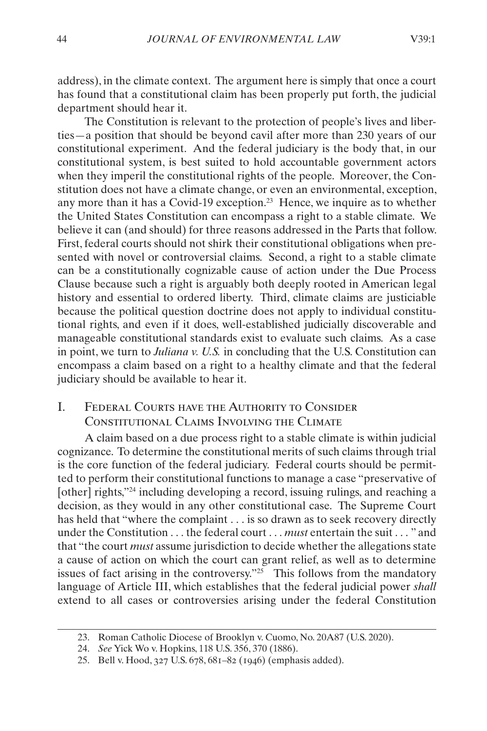address), in the climate context. The argument here is simply that once a court has found that a constitutional claim has been properly put forth, the judicial department should hear it.

The Constitution is relevant to the protection of people's lives and liberties—a position that should be beyond cavil after more than 230 years of our constitutional experiment. And the federal judiciary is the body that, in our constitutional system, is best suited to hold accountable government actors when they imperil the constitutional rights of the people. Moreover, the Constitution does not have a climate change, or even an environmental, exception, any more than it has a Covid-19 exception.[23] Hence, we inquire as to whether the United States Constitution can encompass a right to a stable climate. We believe it can (and should) for three reasons addressed in the Parts that follow. First, federal courts should not shirk their constitutional obligations when presented with novel or controversial claims. Second, a right to a stable climate can be a constitutionally cognizable cause of action under the Due Process Clause because such a right is arguably both deeply rooted in American legal history and essential to ordered liberty. Third, climate claims are justiciable because the political question doctrine does not apply to individual constitutional rights, and even if it does, well-established judicially discoverable and manageable constitutional standards exist to evaluate such claims. As a case in point, we turn to *Juliana v. U.S.* in concluding that the U.S. Constitution can encompass a claim based on a right to a healthy climate and that the federal judiciary should be available to hear it.

## I. Federal Courts have the Authority to Consider Constitutional Claims Involving the Climate

A claim based on a due process right to a stable climate is within judicial cognizance. To determine the constitutional merits of such claims through trial is the core function of the federal judiciary. Federal courts should be permitted to perform their constitutional functions to manage a case "preservative of [other] rights,"[24] including developing a record, issuing rulings, and reaching a decision, as they would in any other constitutional case. The Supreme Court has held that "where the complaint . . . is so drawn as to seek recovery directly under the Constitution . . . the federal court . . . *must* entertain the suit . . . " and that "the court *must* assume jurisdiction to decide whether the allegations state a cause of action on which the court can grant relief, as well as to determine issues of fact arising in the controversy."[25] This follows from the mandatory language of Article III, which establishes that the federal judicial power *shall* extend to all cases or controversies arising under the federal Constitution

---

23. Roman Catholic Diocese of Brooklyn v. Cuomo, No. 20A87 (U.S. 2020).
24. *See* Yick Wo v. Hopkins, 118 U.S. 356, 370 (1886).
25. Bell v. Hood, 327 U.S. 678, 681–82 (1946) (emphasis added).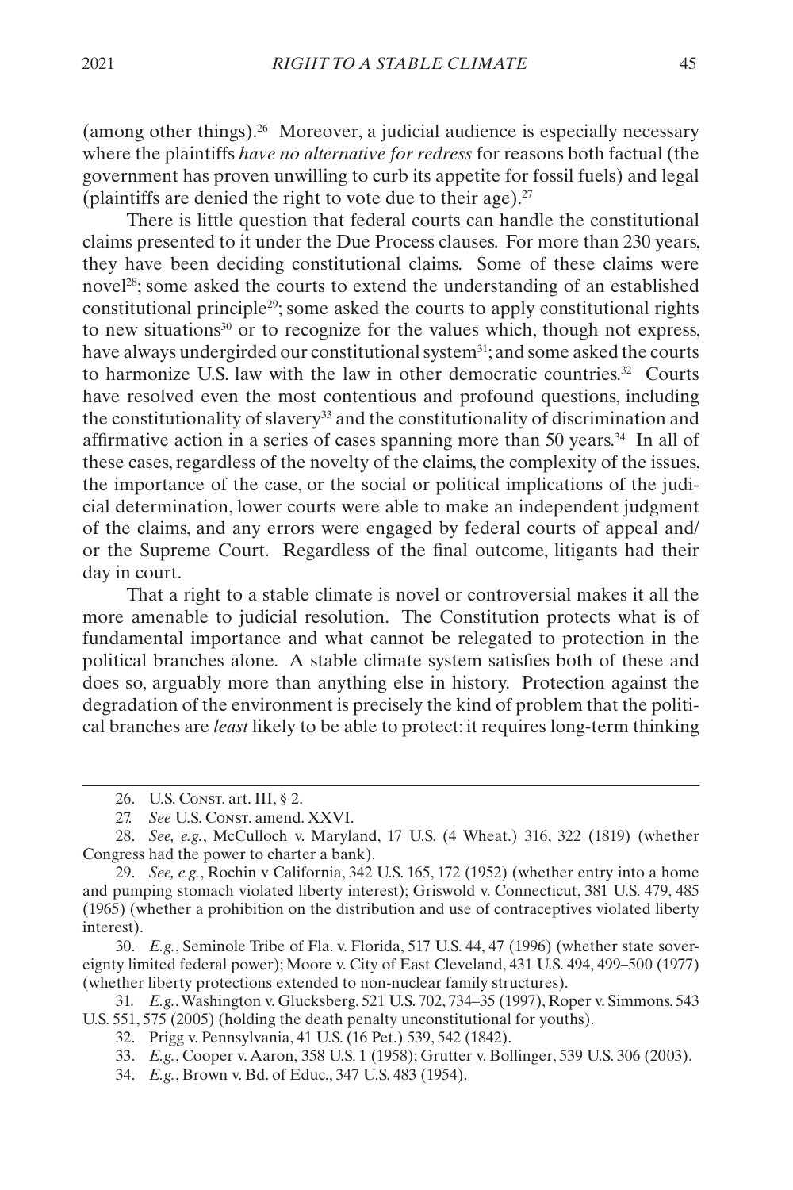(among other things).[26] Moreover, a judicial audience is especially necessary where the plaintiffs *have no alternative for redress* for reasons both factual (the government has proven unwilling to curb its appetite for fossil fuels) and legal (plaintiffs are denied the right to vote due to their age).[27]

There is little question that federal courts can handle the constitutional claims presented to it under the Due Process clauses. For more than 230 years, they have been deciding constitutional claims. Some of these claims were novel[28]; some asked the courts to extend the understanding of an established constitutional principle[29]; some asked the courts to apply constitutional rights to new situations[30] or to recognize for the values which, though not express, have always undergirded our constitutional system[31]; and some asked the courts to harmonize U.S. law with the law in other democratic countries.[32] Courts have resolved even the most contentious and profound questions, including the constitutionality of slavery[33] and the constitutionality of discrimination and affirmative action in a series of cases spanning more than 50 years.[34] In all of these cases, regardless of the novelty of the claims, the complexity of the issues, the importance of the case, or the social or political implications of the judicial determination, lower courts were able to make an independent judgment of the claims, and any errors were engaged by federal courts of appeal and/or the Supreme Court. Regardless of the final outcome, litigants had their day in court.

That a right to a stable climate is novel or controversial makes it all the more amenable to judicial resolution. The Constitution protects what is of fundamental importance and what cannot be relegated to protection in the political branches alone. A stable climate system satisfies both of these and does so, arguably more than anything else in history. Protection against the degradation of the environment is precisely the kind of problem that the political branches are *least* likely to be able to protect: it requires long-term thinking

---

26. U.S. Const. art. III, § 2.

27. *See* U.S. Const. amend. XXVI.

28. *See, e.g.*, McCulloch v. Maryland, 17 U.S. (4 Wheat.) 316, 322 (1819) (whether Congress had the power to charter a bank).

29. *See, e.g.*, Rochin v California, 342 U.S. 165, 172 (1952) (whether entry into a home and pumping stomach violated liberty interest); Griswold v. Connecticut, 381 U.S. 479, 485 (1965) (whether a prohibition on the distribution and use of contraceptives violated liberty interest).

30. *E.g.*, Seminole Tribe of Fla. v. Florida, 517 U.S. 44, 47 (1996) (whether state sovereignty limited federal power); Moore v. City of East Cleveland, 431 U.S. 494, 499–500 (1977) (whether liberty protections extended to non-nuclear family structures).

31. *E.g.*, Washington v. Glucksberg, 521 U.S. 702, 734–35 (1997), Roper v. Simmons, 543 U.S. 551, 575 (2005) (holding the death penalty unconstitutional for youths).

32. Prigg v. Pennsylvania, 41 U.S. (16 Pet.) 539, 542 (1842).

33. *E.g.*, Cooper v. Aaron, 358 U.S. 1 (1958); Grutter v. Bollinger, 539 U.S. 306 (2003).

34. *E.g.*, Brown v. Bd. of Educ., 347 U.S. 483 (1954).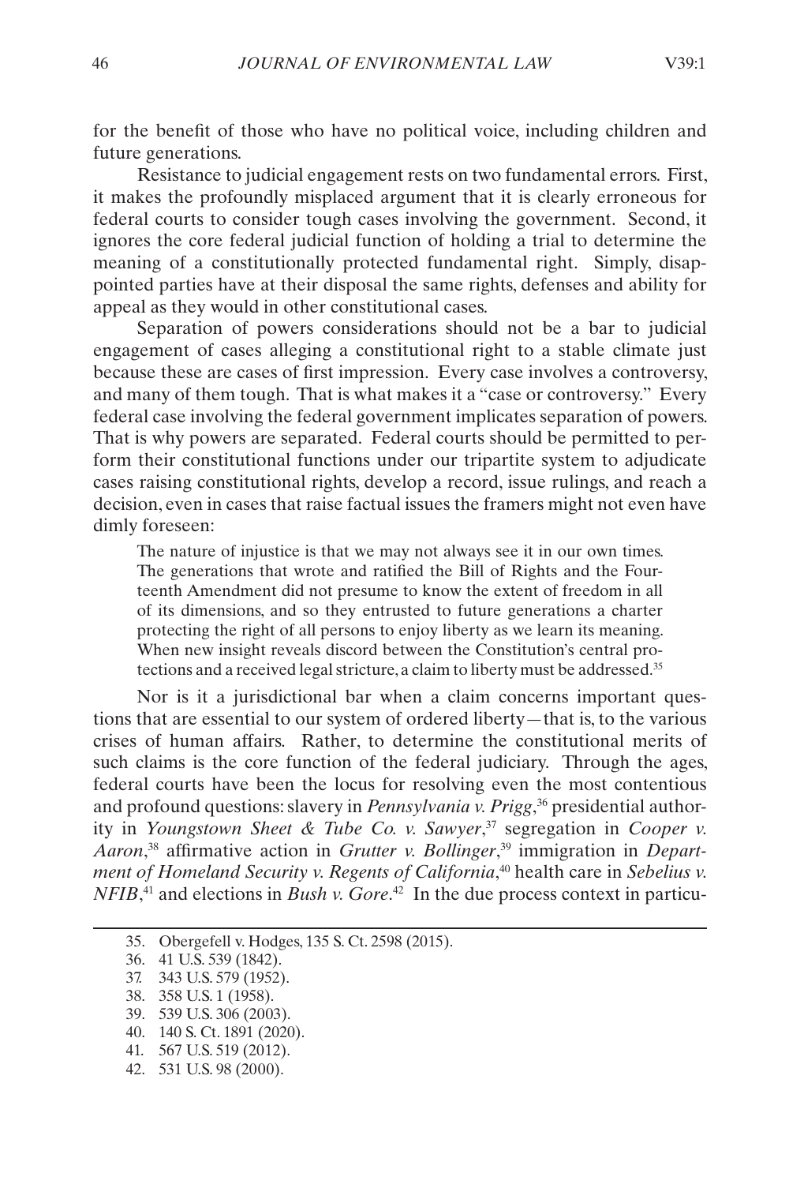for the benefit of those who have no political voice, including children and future generations.

Resistance to judicial engagement rests on two fundamental errors. First, it makes the profoundly misplaced argument that it is clearly erroneous for federal courts to consider tough cases involving the government. Second, it ignores the core federal judicial function of holding a trial to determine the meaning of a constitutionally protected fundamental right. Simply, disappointed parties have at their disposal the same rights, defenses and ability for appeal as they would in other constitutional cases.

Separation of powers considerations should not be a bar to judicial engagement of cases alleging a constitutional right to a stable climate just because these are cases of first impression. Every case involves a controversy, and many of them tough. That is what makes it a "case or controversy." Every federal case involving the federal government implicates separation of powers. That is why powers are separated. Federal courts should be permitted to perform their constitutional functions under our tripartite system to adjudicate cases raising constitutional rights, develop a record, issue rulings, and reach a decision, even in cases that raise factual issues the framers might not even have dimly foreseen:

> The nature of injustice is that we may not always see it in our own times. The generations that wrote and ratified the Bill of Rights and the Fourteenth Amendment did not presume to know the extent of freedom in all of its dimensions, and so they entrusted to future generations a charter protecting the right of all persons to enjoy liberty as we learn its meaning. When new insight reveals discord between the Constitution's central protections and a received legal stricture, a claim to liberty must be addressed.[35]

Nor is it a jurisdictional bar when a claim concerns important questions that are essential to our system of ordered liberty—that is, to the various crises of human affairs. Rather, to determine the constitutional merits of such claims is the core function of the federal judiciary. Through the ages, federal courts have been the locus for resolving even the most contentious and profound questions: slavery in *Pennsylvania v. Prigg*,[36] presidential authority in *Youngstown Sheet & Tube Co. v. Sawyer*,[37] segregation in *Cooper v. Aaron*,[38] affirmative action in *Grutter v. Bollinger*,[39] immigration in *Department of Homeland Security v. Regents of California*,[40] health care in *Sebelius v. NFIB*,[41] and elections in *Bush v. Gore*.[42] In the due process context in particu-

---

35. Obergefell v. Hodges, 135 S. Ct. 2598 (2015).
36. 41 U.S. 539 (1842).
37. 343 U.S. 579 (1952).
38. 358 U.S. 1 (1958).
39. 539 U.S. 306 (2003).
40. 140 S. Ct. 1891 (2020).
41. 567 U.S. 519 (2012).
42. 531 U.S. 98 (2000).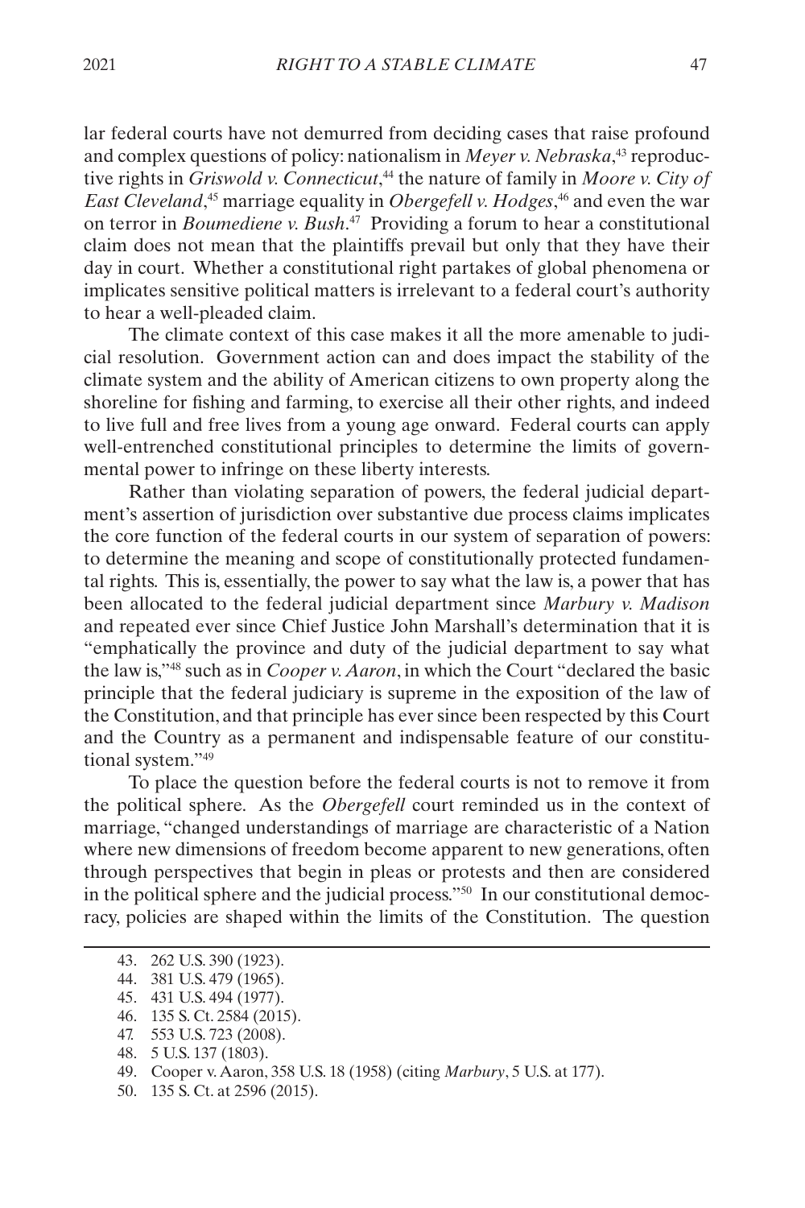lar federal courts have not demurred from deciding cases that raise profound and complex questions of policy: nationalism in *Meyer v. Nebraska*,[43] reproductive rights in *Griswold v. Connecticut*,[44] the nature of family in *Moore v. City of East Cleveland*,[45] marriage equality in *Obergefell v. Hodges*,[46] and even the war on terror in *Boumediene v. Bush*.[47] Providing a forum to hear a constitutional claim does not mean that the plaintiffs prevail but only that they have their day in court. Whether a constitutional right partakes of global phenomena or implicates sensitive political matters is irrelevant to a federal court's authority to hear a well-pleaded claim.

The climate context of this case makes it all the more amenable to judicial resolution. Government action can and does impact the stability of the climate system and the ability of American citizens to own property along the shoreline for fishing and farming, to exercise all their other rights, and indeed to live full and free lives from a young age onward. Federal courts can apply well-entrenched constitutional principles to determine the limits of governmental power to infringe on these liberty interests.

Rather than violating separation of powers, the federal judicial department's assertion of jurisdiction over substantive due process claims implicates the core function of the federal courts in our system of separation of powers: to determine the meaning and scope of constitutionally protected fundamental rights. This is, essentially, the power to say what the law is, a power that has been allocated to the federal judicial department since *Marbury v. Madison* and repeated ever since Chief Justice John Marshall's determination that it is "emphatically the province and duty of the judicial department to say what the law is,"[48] such as in *Cooper v. Aaron*, in which the Court "declared the basic principle that the federal judiciary is supreme in the exposition of the law of the Constitution, and that principle has ever since been respected by this Court and the Country as a permanent and indispensable feature of our constitutional system."[49]

To place the question before the federal courts is not to remove it from the political sphere. As the *Obergefell* court reminded us in the context of marriage, "changed understandings of marriage are characteristic of a Nation where new dimensions of freedom become apparent to new generations, often through perspectives that begin in pleas or protests and then are considered in the political sphere and the judicial process."[50] In our constitutional democracy, policies are shaped within the limits of the Constitution. The question

---

43. 262 U.S. 390 (1923).
44. 381 U.S. 479 (1965).
45. 431 U.S. 494 (1977).
46. 135 S. Ct. 2584 (2015).
47. 553 U.S. 723 (2008).
48. 5 U.S. 137 (1803).
49. Cooper v. Aaron, 358 U.S. 18 (1958) (citing *Marbury*, 5 U.S. at 177).
50. 135 S. Ct. at 2596 (2015).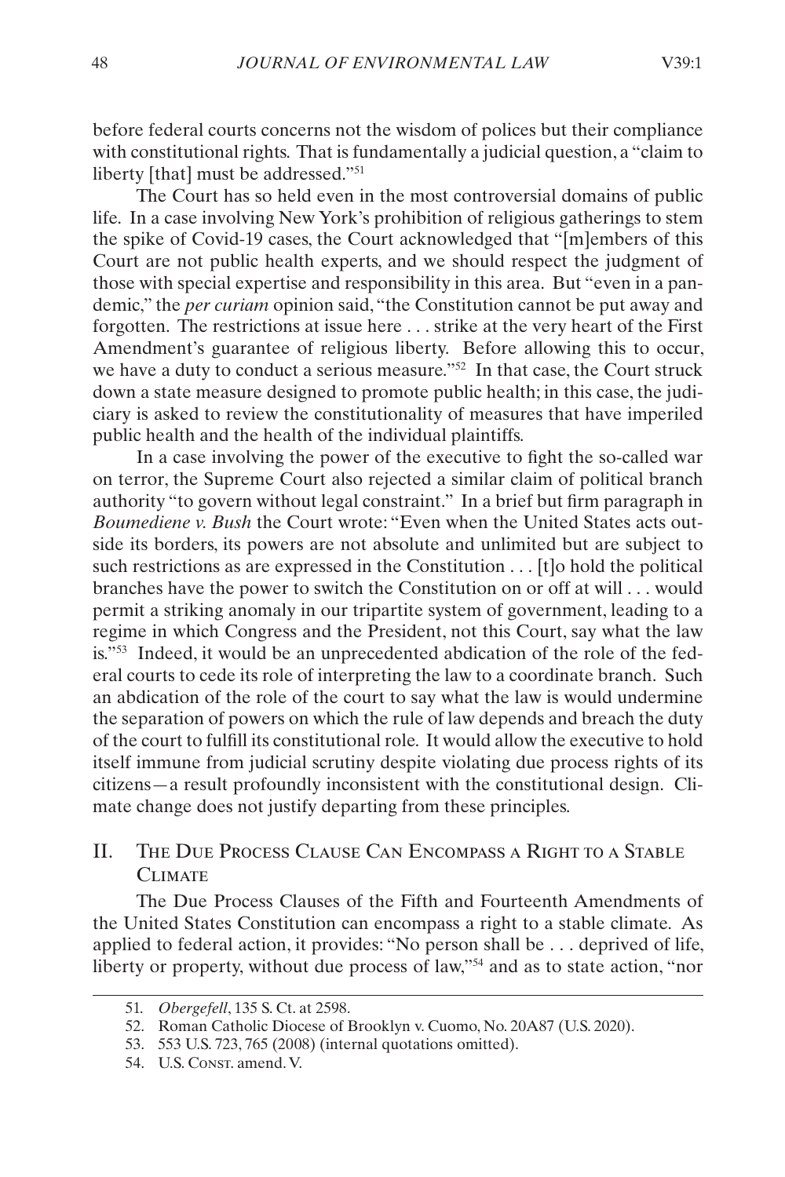before federal courts concerns not the wisdom of polices but their compliance with constitutional rights. That is fundamentally a judicial question, a "claim to liberty [that] must be addressed."[51]

The Court has so held even in the most controversial domains of public life. In a case involving New York's prohibition of religious gatherings to stem the spike of Covid-19 cases, the Court acknowledged that "[m]embers of this Court are not public health experts, and we should respect the judgment of those with special expertise and responsibility in this area. But "even in a pandemic," the *per curiam* opinion said, "the Constitution cannot be put away and forgotten. The restrictions at issue here . . . strike at the very heart of the First Amendment's guarantee of religious liberty. Before allowing this to occur, we have a duty to conduct a serious measure."[52] In that case, the Court struck down a state measure designed to promote public health; in this case, the judiciary is asked to review the constitutionality of measures that have imperiled public health and the health of the individual plaintiffs.

In a case involving the power of the executive to fight the so-called war on terror, the Supreme Court also rejected a similar claim of political branch authority "to govern without legal constraint." In a brief but firm paragraph in *Boumediene v. Bush* the Court wrote: "Even when the United States acts outside its borders, its powers are not absolute and unlimited but are subject to such restrictions as are expressed in the Constitution . . . [t]o hold the political branches have the power to switch the Constitution on or off at will . . . would permit a striking anomaly in our tripartite system of government, leading to a regime in which Congress and the President, not this Court, say what the law is."[53] Indeed, it would be an unprecedented abdication of the role of the federal courts to cede its role of interpreting the law to a coordinate branch. Such an abdication of the role of the court to say what the law is would undermine the separation of powers on which the rule of law depends and breach the duty of the court to fulfill its constitutional role. It would allow the executive to hold itself immune from judicial scrutiny despite violating due process rights of its citizens—a result profoundly inconsistent with the constitutional design. Climate change does not justify departing from these principles.

## II. The Due Process Clause Can Encompass a Right to a Stable Climate

The Due Process Clauses of the Fifth and Fourteenth Amendments of the United States Constitution can encompass a right to a stable climate. As applied to federal action, it provides: "No person shall be . . . deprived of life, liberty or property, without due process of law,"[54] and as to state action, "nor

---

51. *Obergefell*, 135 S. Ct. at 2598.

52. Roman Catholic Diocese of Brooklyn v. Cuomo, No. 20A87 (U.S. 2020).

53. 553 U.S. 723, 765 (2008) (internal quotations omitted).

54. U.S. Const. amend. V.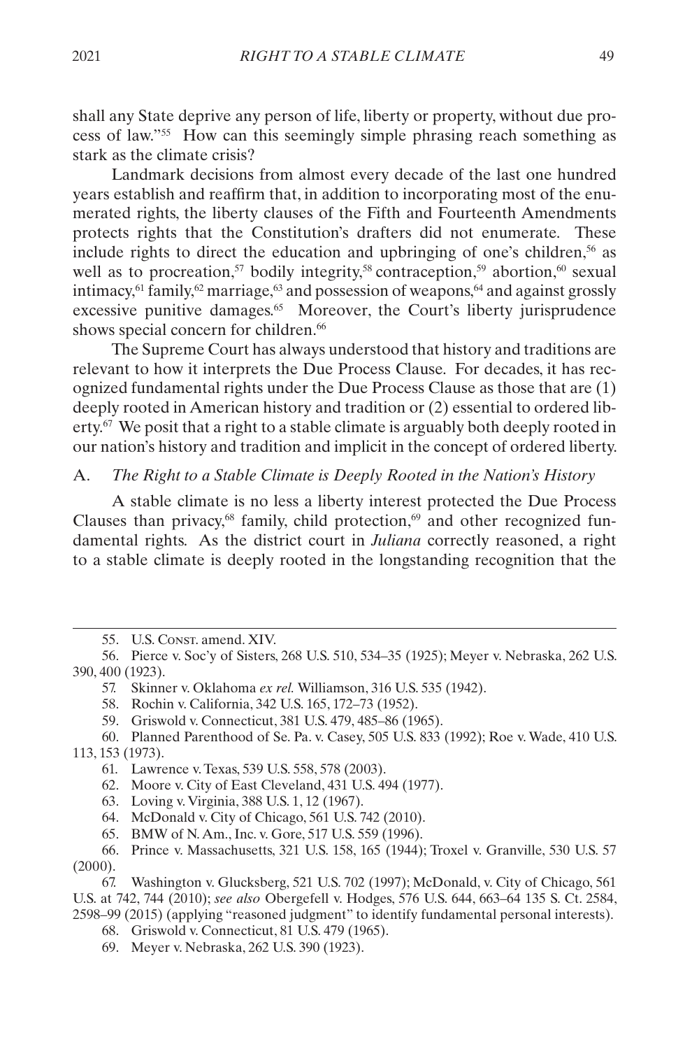shall any State deprive any person of life, liberty or property, without due process of law."[55] How can this seemingly simple phrasing reach something as stark as the climate crisis?

Landmark decisions from almost every decade of the last one hundred years establish and reaffirm that, in addition to incorporating most of the enumerated rights, the liberty clauses of the Fifth and Fourteenth Amendments protects rights that the Constitution's drafters did not enumerate. These include rights to direct the education and upbringing of one's children,[56] as well as to procreation,[57] bodily integrity,[58] contraception,[59] abortion,[60] sexual intimacy,[61] family,[62] marriage,[63] and possession of weapons,[64] and against grossly excessive punitive damages.[65] Moreover, the Court's liberty jurisprudence shows special concern for children.[66]

The Supreme Court has always understood that history and traditions are relevant to how it interprets the Due Process Clause. For decades, it has recognized fundamental rights under the Due Process Clause as those that are (1) deeply rooted in American history and tradition or (2) essential to ordered liberty.[67] We posit that a right to a stable climate is arguably both deeply rooted in our nation's history and tradition and implicit in the concept of ordered liberty.

### A. *The Right to a Stable Climate is Deeply Rooted in the Nation's History*

A stable climate is no less a liberty interest protected the Due Process Clauses than privacy,[68] family, child protection,[69] and other recognized fundamental rights. As the district court in *Juliana* correctly reasoned, a right to a stable climate is deeply rooted in the longstanding recognition that the

---

55. U.S. Const. amend. XIV.

56. Pierce v. Soc'y of Sisters, 268 U.S. 510, 534–35 (1925); Meyer v. Nebraska, 262 U.S. 390, 400 (1923).

57. Skinner v. Oklahoma *ex rel.* Williamson, 316 U.S. 535 (1942).

58. Rochin v. California, 342 U.S. 165, 172–73 (1952).

59. Griswold v. Connecticut, 381 U.S. 479, 485–86 (1965).

60. Planned Parenthood of Se. Pa. v. Casey, 505 U.S. 833 (1992); Roe v. Wade, 410 U.S. 113, 153 (1973).

61. Lawrence v. Texas, 539 U.S. 558, 578 (2003).

62. Moore v. City of East Cleveland, 431 U.S. 494 (1977).

63. Loving v. Virginia, 388 U.S. 1, 12 (1967).

64. McDonald v. City of Chicago, 561 U.S. 742 (2010).

65. BMW of N. Am., Inc. v. Gore, 517 U.S. 559 (1996).

66. Prince v. Massachusetts, 321 U.S. 158, 165 (1944); Troxel v. Granville, 530 U.S. 57 (2000).

67. Washington v. Glucksberg, 521 U.S. 702 (1997); McDonald, v. City of Chicago, 561 U.S. at 742, 744 (2010); *see also* Obergefell v. Hodges, 576 U.S. 644, 663–64 135 S. Ct. 2584, 2598–99 (2015) (applying "reasoned judgment" to identify fundamental personal interests).

68. Griswold v. Connecticut, 81 U.S. 479 (1965).

69. Meyer v. Nebraska, 262 U.S. 390 (1923).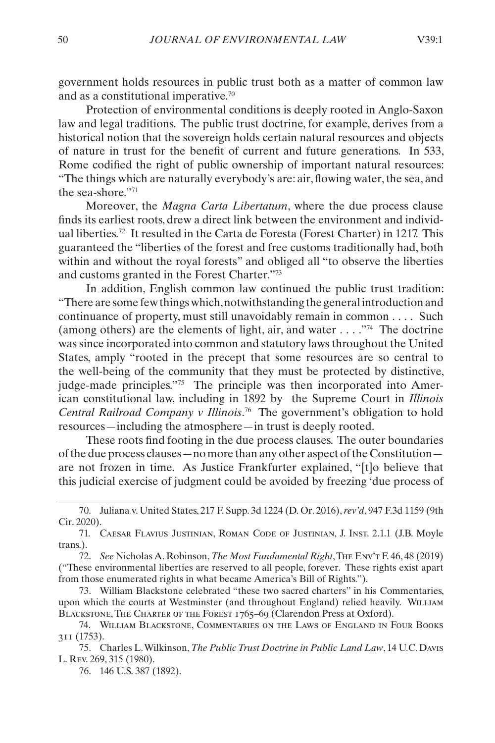government holds resources in public trust both as a matter of common law and as a constitutional imperative.[70]

Protection of environmental conditions is deeply rooted in Anglo-Saxon law and legal traditions. The public trust doctrine, for example, derives from a historical notion that the sovereign holds certain natural resources and objects of nature in trust for the benefit of current and future generations. In 533, Rome codified the right of public ownership of important natural resources: "The things which are naturally everybody's are: air, flowing water, the sea, and the sea-shore."[71]

Moreover, the *Magna Carta Libertatum*, where the due process clause finds its earliest roots, drew a direct link between the environment and individual liberties.[72] It resulted in the Carta de Foresta (Forest Charter) in 1217. This guaranteed the "liberties of the forest and free customs traditionally had, both within and without the royal forests" and obliged all "to observe the liberties and customs granted in the Forest Charter."[73]

In addition, English common law continued the public trust tradition: "There are some few things which, notwithstanding the general introduction and continuance of property, must still unavoidably remain in common . . . . Such (among others) are the elements of light, air, and water . . . ."[74] The doctrine was since incorporated into common and statutory laws throughout the United States, amply "rooted in the precept that some resources are so central to the well-being of the community that they must be protected by distinctive, judge-made principles."[75] The principle was then incorporated into American constitutional law, including in 1892 by the Supreme Court in *Illinois Central Railroad Company v Illinois*.[76] The government's obligation to hold resources—including the atmosphere—in trust is deeply rooted.

These roots find footing in the due process clauses. The outer boundaries of the due process clauses—no more than any other aspect of the Constitution—are not frozen in time. As Justice Frankfurter explained, "[t]o believe that this judicial exercise of judgment could be avoided by freezing 'due process of

---

70. Juliana v. United States, 217 F. Supp. 3d 1224 (D. Or. 2016), *rev'd*, 947 F.3d 1159 (9th Cir. 2020).

71. Caesar Flavius Justinian, Roman Code of Justinian, J. Inst. 2.1.1 (J.B. Moyle trans.).

72. *See* Nicholas A. Robinson, *The Most Fundamental Right*, The Env't F. 46, 48 (2019) ("These environmental liberties are reserved to all people, forever. These rights exist apart from those enumerated rights in what became America's Bill of Rights.").

73. William Blackstone celebrated "these two sacred charters" in his Commentaries, upon which the courts at Westminster (and throughout England) relied heavily. William Blackstone, The Charter of the Forest 1765–69 (Clarendon Press at Oxford).

74. William Blackstone, Commentaries on the Laws of England in Four Books 311 (1753).

75. Charles L. Wilkinson, *The Public Trust Doctrine in Public Land Law*, 14 U.C. Davis L. Rev. 269, 315 (1980).

76. 146 U.S. 387 (1892).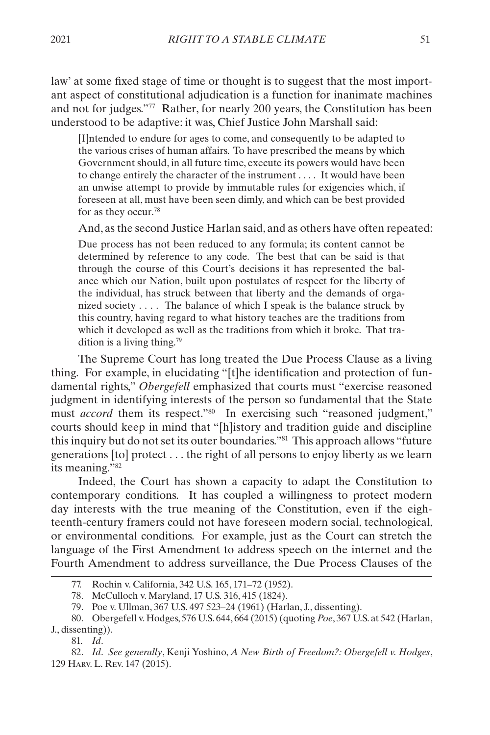law' at some fixed stage of time or thought is to suggest that the most important aspect of constitutional adjudication is a function for inanimate machines and not for judges."[77] Rather, for nearly 200 years, the Constitution has been understood to be adaptive: it was, Chief Justice John Marshall said:

> [I]ntended to endure for ages to come, and consequently to be adapted to the various crises of human affairs. To have prescribed the means by which Government should, in all future time, execute its powers would have been to change entirely the character of the instrument . . . . It would have been an unwise attempt to provide by immutable rules for exigencies which, if foreseen at all, must have been seen dimly, and which can be best provided for as they occur.[78]

And, as the second Justice Harlan said, and as others have often repeated:

> Due process has not been reduced to any formula; its content cannot be determined by reference to any code. The best that can be said is that through the course of this Court's decisions it has represented the balance which our Nation, built upon postulates of respect for the liberty of the individual, has struck between that liberty and the demands of organized society . . . . The balance of which I speak is the balance struck by this country, having regard to what history teaches are the traditions from which it developed as well as the traditions from which it broke. That tradition is a living thing.[79]

The Supreme Court has long treated the Due Process Clause as a living thing. For example, in elucidating "[t]he identification and protection of fundamental rights," *Obergefell* emphasized that courts must "exercise reasoned judgment in identifying interests of the person so fundamental that the State must *accord* them its respect."[80] In exercising such "reasoned judgment," courts should keep in mind that "[h]istory and tradition guide and discipline this inquiry but do not set its outer boundaries."[81] This approach allows "future generations [to] protect . . . the right of all persons to enjoy liberty as we learn its meaning."[82]

Indeed, the Court has shown a capacity to adapt the Constitution to contemporary conditions. It has coupled a willingness to protect modern day interests with the true meaning of the Constitution, even if the eighteenth-century framers could not have foreseen modern social, technological, or environmental conditions. For example, just as the Court can stretch the language of the First Amendment to address speech on the internet and the Fourth Amendment to address surveillance, the Due Process Clauses of the

---

77. Rochin v. California, 342 U.S. 165, 171–72 (1952).

78. McCulloch v. Maryland, 17 U.S. 316, 415 (1824).

79. Poe v. Ullman, 367 U.S. 497 523–24 (1961) (Harlan, J., dissenting).

80. Obergefell v. Hodges, 576 U.S. 644, 664 (2015) (quoting *Poe*, 367 U.S. at 542 (Harlan, J., dissenting)).

81. *Id*.

82. *Id*. *See generally*, Kenji Yoshino, *A New Birth of Freedom?: Obergefell v. Hodges*, 129 Harv. L. Rev. 147 (2015).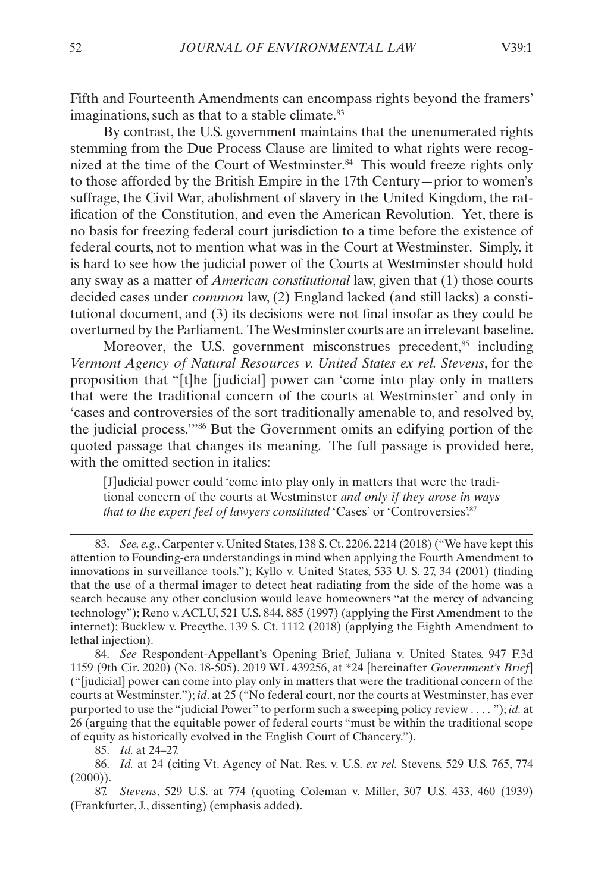Fifth and Fourteenth Amendments can encompass rights beyond the framers' imaginations, such as that to a stable climate.[83]

By contrast, the U.S. government maintains that the unenumerated rights stemming from the Due Process Clause are limited to what rights were recognized at the time of the Court of Westminster.[84] This would freeze rights only to those afforded by the British Empire in the 17th Century—prior to women's suffrage, the Civil War, abolishment of slavery in the United Kingdom, the ratification of the Constitution, and even the American Revolution. Yet, there is no basis for freezing federal court jurisdiction to a time before the existence of federal courts, not to mention what was in the Court at Westminster. Simply, it is hard to see how the judicial power of the Courts at Westminster should hold any sway as a matter of *American constitutional* law, given that (1) those courts decided cases under *common* law, (2) England lacked (and still lacks) a constitutional document, and (3) its decisions were not final insofar as they could be overturned by the Parliament. The Westminster courts are an irrelevant baseline.

Moreover, the U.S. government misconstrues precedent,[85] including *Vermont Agency of Natural Resources v. United States ex rel. Stevens*, for the proposition that "[t]he [judicial] power can 'come into play only in matters that were the traditional concern of the courts at Westminster' and only in 'cases and controversies of the sort traditionally amenable to, and resolved by, the judicial process.'"[86] But the Government omits an edifying portion of the quoted passage that changes its meaning. The full passage is provided here, with the omitted section in italics:

> [J]udicial power could 'come into play only in matters that were the traditional concern of the courts at Westminster *and only if they arose in ways that to the expert feel of lawyers constituted* 'Cases' or 'Controversies'.[87]

---

83. *See, e.g.*, Carpenter v. United States, 138 S. Ct. 2206, 2214 (2018) ("We have kept this attention to Founding-era understandings in mind when applying the Fourth Amendment to innovations in surveillance tools."); Kyllo v. United States, 533 U. S. 27, 34 (2001) (finding that the use of a thermal imager to detect heat radiating from the side of the home was a search because any other conclusion would leave homeowners "at the mercy of advancing technology"); Reno v. ACLU, 521 U.S. 844, 885 (1997) (applying the First Amendment to the internet); Bucklew v. Precythe, 139 S. Ct. 1112 (2018) (applying the Eighth Amendment to lethal injection).

84. *See* Respondent-Appellant's Opening Brief, Juliana v. United States, 947 F.3d 1159 (9th Cir. 2020) (No. 18-505), 2019 WL 439256, at *24 [hereinafter *Government's Brief*] ("[judicial] power can come into play only in matters that were the traditional concern of the courts at Westminster."); *id*. at 25 ("No federal court, nor the courts at Westminster, has ever purported to use the "judicial Power" to perform such a sweeping policy review . . . . "); *id*. at 26 (arguing that the equitable power of federal courts "must be within the traditional scope of equity as historically evolved in the English Court of Chancery.").

85. *Id.* at 24–27.

86. *Id.* at 24 (citing Vt. Agency of Nat. Res. v. U.S. *ex rel.* Stevens, 529 U.S. 765, 774 (2000)).

87. *Stevens*, 529 U.S. at 774 (quoting Coleman v. Miller, 307 U.S. 433, 460 (1939) (Frankfurter, J., dissenting) (emphasis added).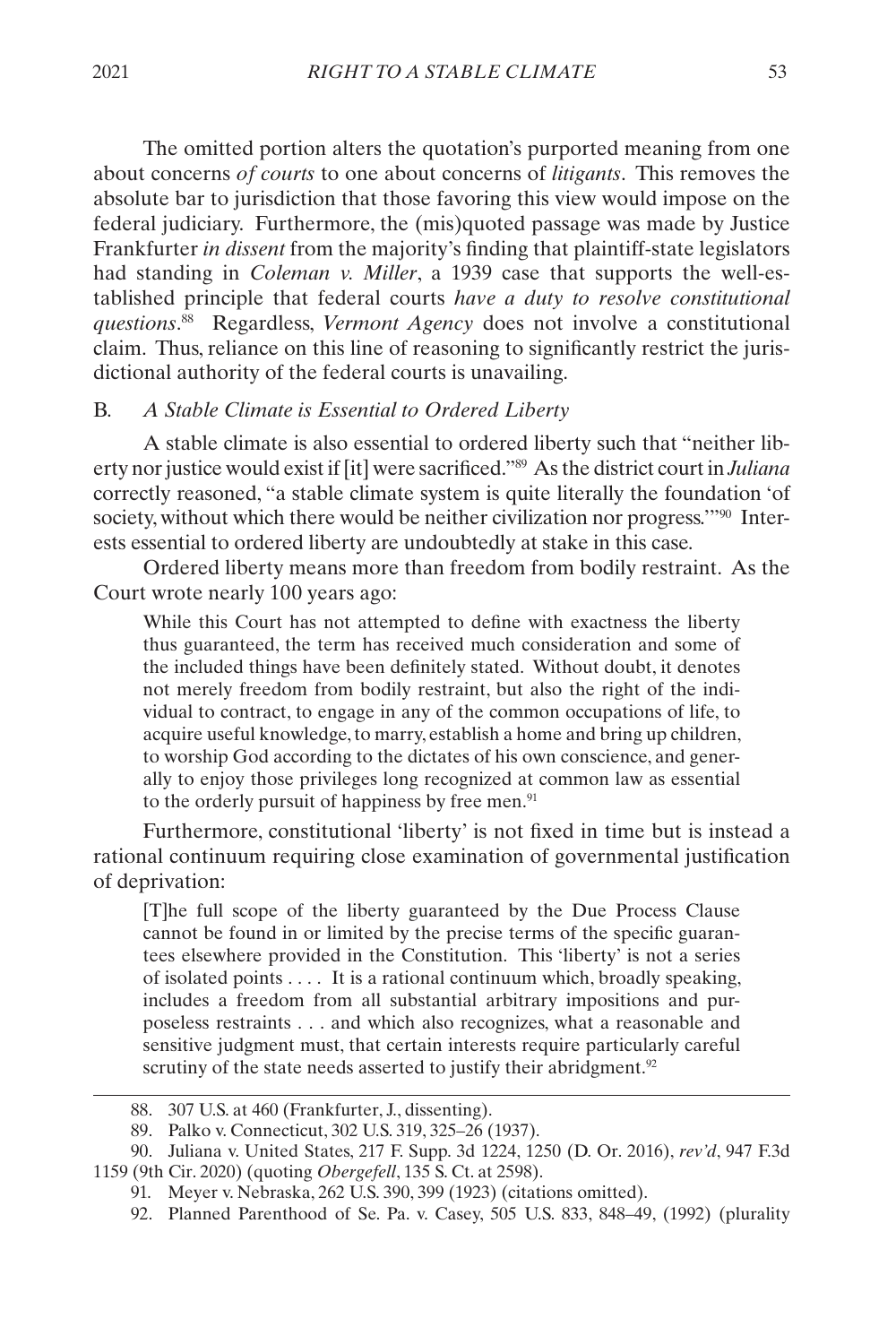The omitted portion alters the quotation's purported meaning from one about concerns *of courts* to one about concerns of *litigants*. This removes the absolute bar to jurisdiction that those favoring this view would impose on the federal judiciary. Furthermore, the (mis)quoted passage was made by Justice Frankfurter *in dissent* from the majority's finding that plaintiff-state legislators had standing in *Coleman v. Miller*, a 1939 case that supports the well-established principle that federal courts *have a duty to resolve constitutional questions*.[88] Regardless, *Vermont Agency* does not involve a constitutional claim. Thus, reliance on this line of reasoning to significantly restrict the jurisdictional authority of the federal courts is unavailing.

### B. *A Stable Climate is Essential to Ordered Liberty*

A stable climate is also essential to ordered liberty such that "neither liberty nor justice would exist if [it] were sacrificed."[89] As the district court in *Juliana* correctly reasoned, "a stable climate system is quite literally the foundation 'of society, without which there would be neither civilization nor progress.'"[90] Interests essential to ordered liberty are undoubtedly at stake in this case.

Ordered liberty means more than freedom from bodily restraint. As the Court wrote nearly 100 years ago:

> While this Court has not attempted to define with exactness the liberty thus guaranteed, the term has received much consideration and some of the included things have been definitely stated. Without doubt, it denotes not merely freedom from bodily restraint, but also the right of the individual to contract, to engage in any of the common occupations of life, to acquire useful knowledge, to marry, establish a home and bring up children, to worship God according to the dictates of his own conscience, and generally to enjoy those privileges long recognized at common law as essential to the orderly pursuit of happiness by free men.[91]

Furthermore, constitutional 'liberty' is not fixed in time but is instead a rational continuum requiring close examination of governmental justification of deprivation:

> [T]he full scope of the liberty guaranteed by the Due Process Clause cannot be found in or limited by the precise terms of the specific guarantees elsewhere provided in the Constitution. This 'liberty' is not a series of isolated points . . . . It is a rational continuum which, broadly speaking, includes a freedom from all substantial arbitrary impositions and purposeless restraints . . . and which also recognizes, what a reasonable and sensitive judgment must, that certain interests require particularly careful scrutiny of the state needs asserted to justify their abridgment.[92]

---

88. 307 U.S. at 460 (Frankfurter, J., dissenting).

89. Palko v. Connecticut, 302 U.S. 319, 325–26 (1937).

90. Juliana v. United States, 217 F. Supp. 3d 1224, 1250 (D. Or. 2016), *rev'd*, 947 F.3d 1159 (9th Cir. 2020) (quoting *Obergefell*, 135 S. Ct. at 2598).

91. Meyer v. Nebraska, 262 U.S. 390, 399 (1923) (citations omitted).

92. Planned Parenthood of Se. Pa. v. Casey, 505 U.S. 833, 848–49, (1992) (plurality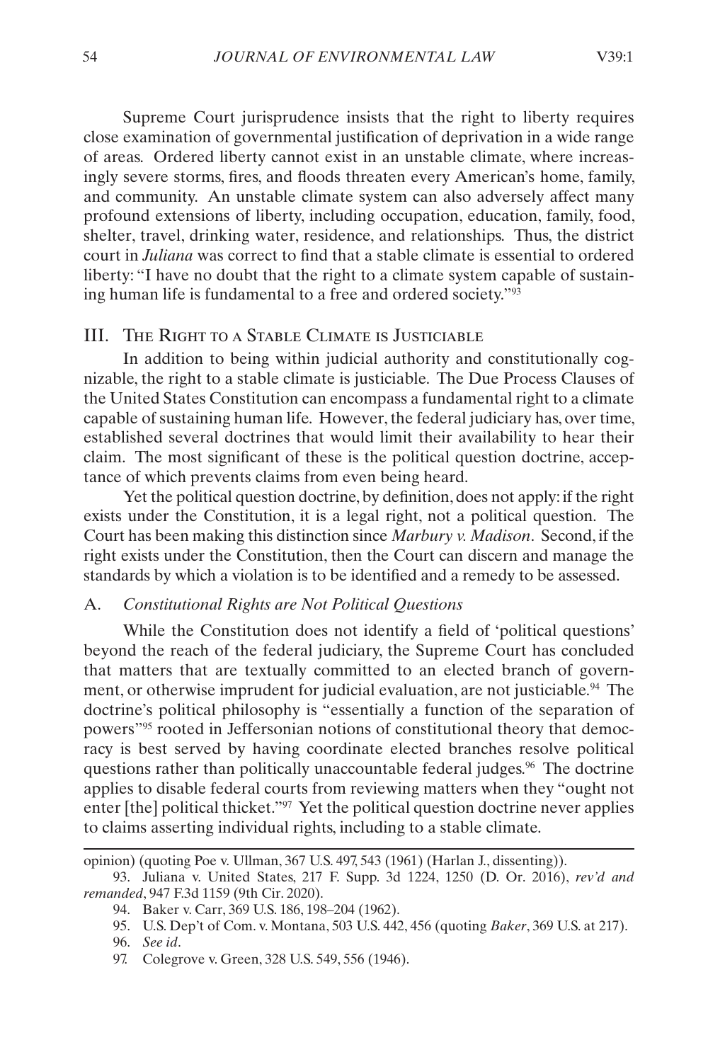Supreme Court jurisprudence insists that the right to liberty requires close examination of governmental justification of deprivation in a wide range of areas. Ordered liberty cannot exist in an unstable climate, where increasingly severe storms, fires, and floods threaten every American's home, family, and community. An unstable climate system can also adversely affect many profound extensions of liberty, including occupation, education, family, food, shelter, travel, drinking water, residence, and relationships. Thus, the district court in *Juliana* was correct to find that a stable climate is essential to ordered liberty: "I have no doubt that the right to a climate system capable of sustaining human life is fundamental to a free and ordered society."[93]

## III. The Right to a Stable Climate is Justiciable

In addition to being within judicial authority and constitutionally cognizable, the right to a stable climate is justiciable. The Due Process Clauses of the United States Constitution can encompass a fundamental right to a climate capable of sustaining human life. However, the federal judiciary has, over time, established several doctrines that would limit their availability to hear their claim. The most significant of these is the political question doctrine, acceptance of which prevents claims from even being heard.

Yet the political question doctrine, by definition, does not apply: if the right exists under the Constitution, it is a legal right, not a political question. The Court has been making this distinction since *Marbury v. Madison*. Second, if the right exists under the Constitution, then the Court can discern and manage the standards by which a violation is to be identified and a remedy to be assessed.

### A. *Constitutional Rights are Not Political Questions*

While the Constitution does not identify a field of 'political questions' beyond the reach of the federal judiciary, the Supreme Court has concluded that matters that are textually committed to an elected branch of government, or otherwise imprudent for judicial evaluation, are not justiciable.[94] The doctrine's political philosophy is "essentially a function of the separation of powers"[95] rooted in Jeffersonian notions of constitutional theory that democracy is best served by having coordinate elected branches resolve political questions rather than politically unaccountable federal judges.[96] The doctrine applies to disable federal courts from reviewing matters when they "ought not enter [the] political thicket."[97] Yet the political question doctrine never applies to claims asserting individual rights, including to a stable climate.

---

opinion) (quoting Poe v. Ullman, 367 U.S. 497, 543 (1961) (Harlan J., dissenting)).

93. Juliana v. United States, 217 F. Supp. 3d 1224, 1250 (D. Or. 2016), *rev'd and remanded*, 947 F.3d 1159 (9th Cir. 2020).

94. Baker v. Carr, 369 U.S. 186, 198–204 (1962).

95. U.S. Dep't of Com. v. Montana, 503 U.S. 442, 456 (quoting *Baker*, 369 U.S. at 217).

96. *See id*.

97. Colegrove v. Green, 328 U.S. 549, 556 (1946).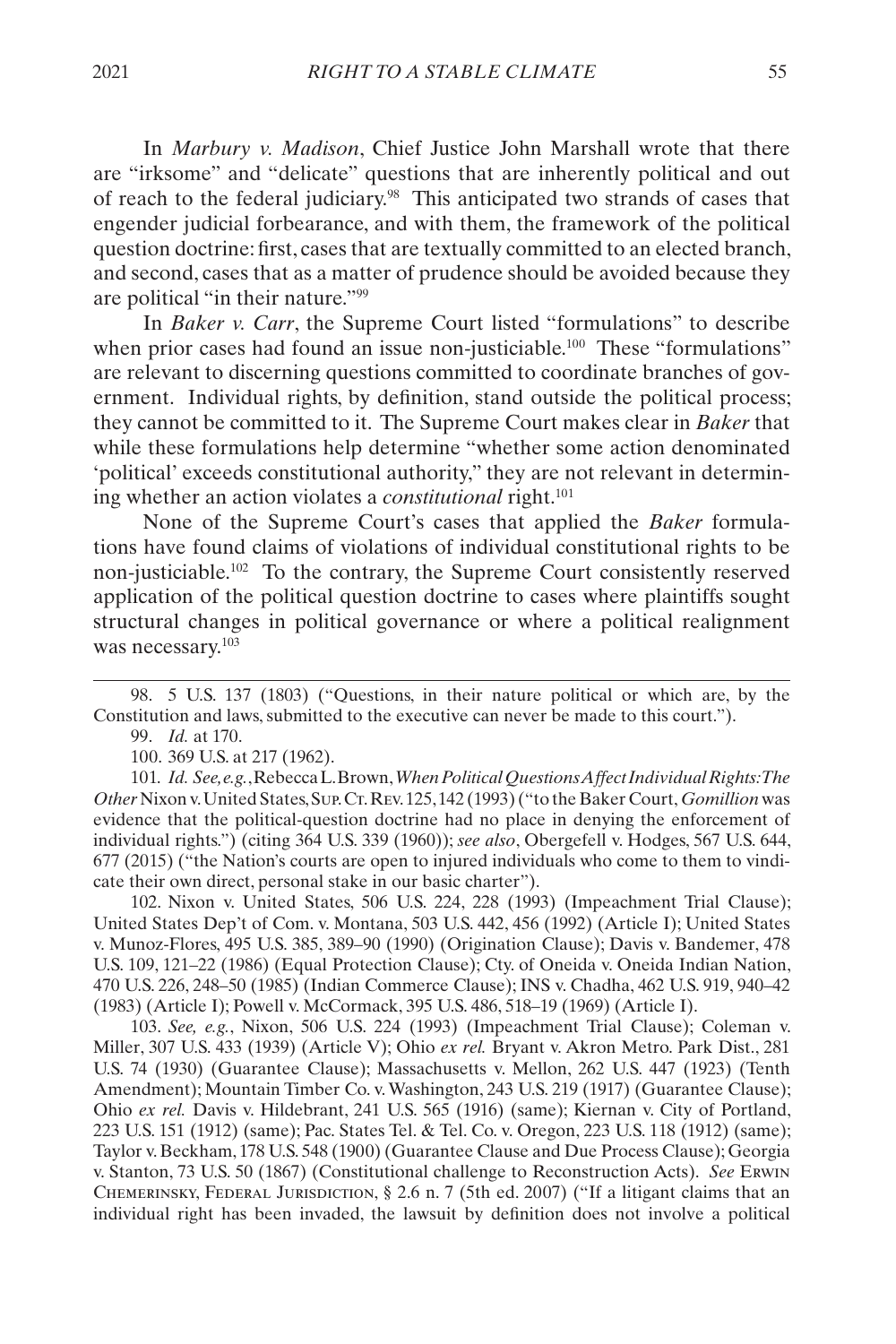In *Marbury v. Madison*, Chief Justice John Marshall wrote that there are "irksome" and "delicate" questions that are inherently political and out of reach to the federal judiciary.[98] This anticipated two strands of cases that engender judicial forbearance, and with them, the framework of the political question doctrine: first, cases that are textually committed to an elected branch, and second, cases that as a matter of prudence should be avoided because they are political "in their nature."[99]

In *Baker v. Carr*, the Supreme Court listed "formulations" to describe when prior cases had found an issue non-justiciable.[100] These "formulations" are relevant to discerning questions committed to coordinate branches of government. Individual rights, by definition, stand outside the political process; they cannot be committed to it. The Supreme Court makes clear in *Baker* that while these formulations help determine "whether some action denominated 'political' exceeds constitutional authority," they are not relevant in determining whether an action violates a *constitutional* right.[101]

None of the Supreme Court's cases that applied the *Baker* formulations have found claims of violations of individual constitutional rights to be non-justiciable.[102] To the contrary, the Supreme Court consistently reserved application of the political question doctrine to cases where plaintiffs sought structural changes in political governance or where a political realignment was necessary.[103]

---

98. 5 U.S. 137 (1803) ("Questions, in their nature political or which are, by the Constitution and laws, submitted to the executive can never be made to this court.").

99. *Id.* at 170.

100. 369 U.S. at 217 (1962).

101. *Id. See, e.g.*, Rebecca L. Brown, *When Political Questions Affect Individual Rights: The Other* Nixon v. United States, SUP. CT. REV. 125, 142 (1993) ("to the Baker Court, *Gomillion* was evidence that the political-question doctrine had no place in denying the enforcement of individual rights.") (citing 364 U.S. 339 (1960)); *see also*, Obergefell v. Hodges, 567 U.S. 644, 677 (2015) ("the Nation's courts are open to injured individuals who come to them to vindicate their own direct, personal stake in our basic charter").

102. Nixon v. United States, 506 U.S. 224, 228 (1993) (Impeachment Trial Clause); United States Dep't of Com. v. Montana, 503 U.S. 442, 456 (1992) (Article I); United States v. Munoz-Flores, 495 U.S. 385, 389–90 (1990) (Origination Clause); Davis v. Bandemer, 478 U.S. 109, 121–22 (1986) (Equal Protection Clause); Cty. of Oneida v. Oneida Indian Nation, 470 U.S. 226, 248–50 (1985) (Indian Commerce Clause); INS v. Chadha, 462 U.S. 919, 940–42 (1983) (Article I); Powell v. McCormack, 395 U.S. 486, 518–19 (1969) (Article I).

103. *See, e.g.*, Nixon, 506 U.S. 224 (1993) (Impeachment Trial Clause); Coleman v. Miller, 307 U.S. 433 (1939) (Article V); Ohio *ex rel.* Bryant v. Akron Metro. Park Dist., 281 U.S. 74 (1930) (Guarantee Clause); Massachusetts v. Mellon, 262 U.S. 447 (1923) (Tenth Amendment); Mountain Timber Co. v. Washington, 243 U.S. 219 (1917) (Guarantee Clause); Ohio *ex rel.* Davis v. Hildebrant, 241 U.S. 565 (1916) (same); Kiernan v. City of Portland, 223 U.S. 151 (1912) (same); Pac. States Tel. & Tel. Co. v. Oregon, 223 U.S. 118 (1912) (same); Taylor v. Beckham, 178 U.S. 548 (1900) (Guarantee Clause and Due Process Clause); Georgia v. Stanton, 73 U.S. 50 (1867) (Constitutional challenge to Reconstruction Acts). *See* ERWIN CHEMERINSKY, FEDERAL JURISDICTION, § 2.6 n. 7 (5th ed. 2007) ("If a litigant claims that an individual right has been invaded, the lawsuit by definition does not involve a political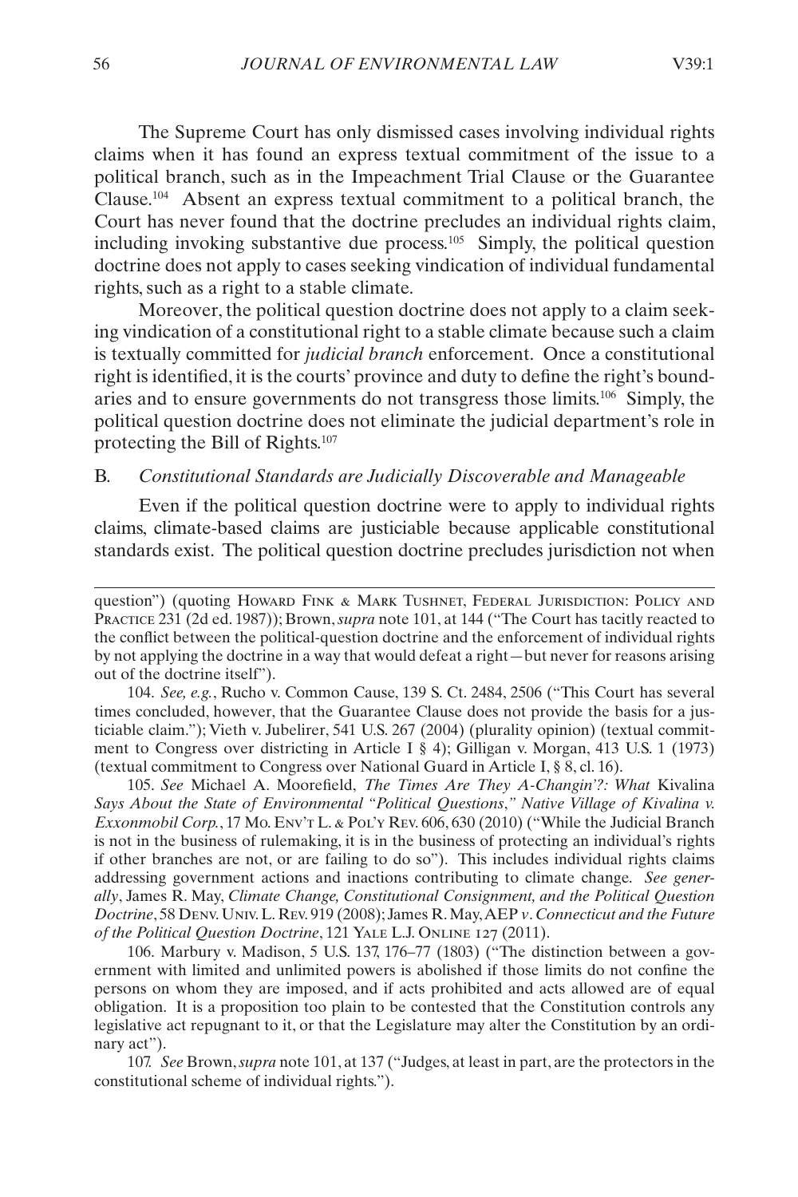The Supreme Court has only dismissed cases involving individual rights claims when it has found an express textual commitment of the issue to a political branch, such as in the Impeachment Trial Clause or the Guarantee Clause.[104] Absent an express textual commitment to a political branch, the Court has never found that the doctrine precludes an individual rights claim, including invoking substantive due process.[105] Simply, the political question doctrine does not apply to cases seeking vindication of individual fundamental rights, such as a right to a stable climate.

Moreover, the political question doctrine does not apply to a claim seeking vindication of a constitutional right to a stable climate because such a claim is textually committed for *judicial branch* enforcement. Once a constitutional right is identified, it is the courts' province and duty to define the right's boundaries and to ensure governments do not transgress those limits.[106] Simply, the political question doctrine does not eliminate the judicial department's role in protecting the Bill of Rights.[107]

### B. *Constitutional Standards are Judicially Discoverable and Manageable*

Even if the political question doctrine were to apply to individual rights claims, climate-based claims are justiciable because applicable constitutional standards exist. The political question doctrine precludes jurisdiction not when

---

question") (quoting Howard Fink & Mark Tushnet, Federal Jurisdiction: Policy and Practice 231 (2d ed. 1987)); Brown, *supra* note 101, at 144 ("The Court has tacitly reacted to the conflict between the political-question doctrine and the enforcement of individual rights by not applying the doctrine in a way that would defeat a right—but never for reasons arising out of the doctrine itself").

104. *See, e.g.*, Rucho v. Common Cause, 139 S. Ct. 2484, 2506 ("This Court has several times concluded, however, that the Guarantee Clause does not provide the basis for a justiciable claim."); Vieth v. Jubelirer, 541 U.S. 267 (2004) (plurality opinion) (textual commitment to Congress over districting in Article I § 4); Gilligan v. Morgan, 413 U.S. 1 (1973) (textual commitment to Congress over National Guard in Article I, § 8, cl. 16).

105. *See* Michael A. Moorefield, *The Times Are They A-Changin'?: What* Kivalina *Says About the State of Environmental "Political Questions," Native Village of Kivalina v. Exxonmobil Corp.*, 17 Mo. Env't L. & Pol'y Rev. 606, 630 (2010) ("While the Judicial Branch is not in the business of rulemaking, it is in the business of protecting an individual's rights if other branches are not, or are failing to do so"). This includes individual rights claims addressing government actions and inactions contributing to climate change. *See generally*, James R. May, *Climate Change, Constitutional Consignment, and the Political Question Doctrine*, 58 Denv. Univ. L. Rev. 919 (2008); James R. May, AEP *v*. *Connecticut and the Future of the Political Question Doctrine*, 121 Yale L.J. Online 127 (2011).

106. Marbury v. Madison, 5 U.S. 137, 176–77 (1803) ("The distinction between a government with limited and unlimited powers is abolished if those limits do not confine the persons on whom they are imposed, and if acts prohibited and acts allowed are of equal obligation. It is a proposition too plain to be contested that the Constitution controls any legislative act repugnant to it, or that the Legislature may alter the Constitution by an ordinary act").

107. *See* Brown, *supra* note 101, at 137 ("Judges, at least in part, are the protectors in the constitutional scheme of individual rights.").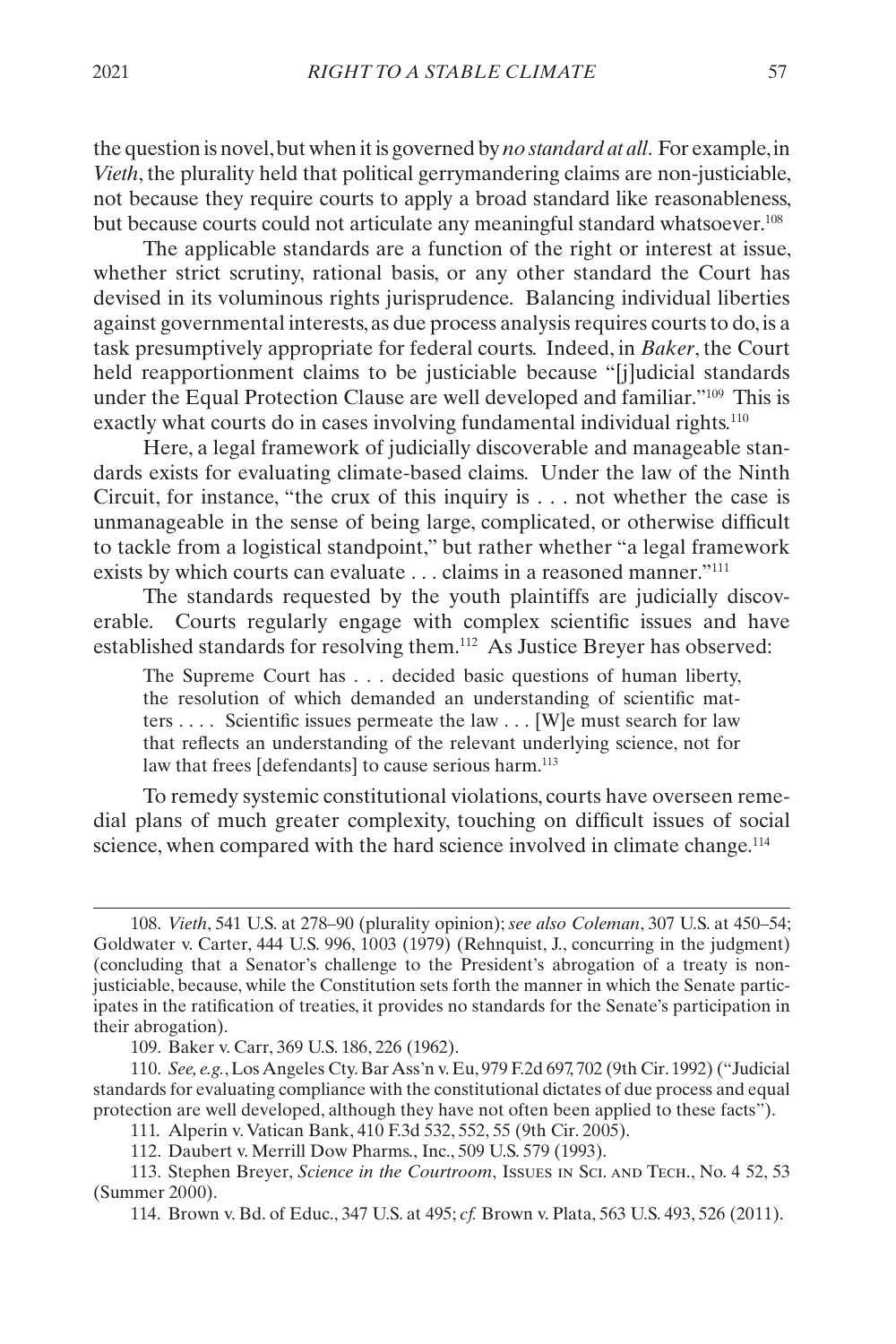the question is novel, but when it is governed by *no standard at all*. For example, in *Vieth*, the plurality held that political gerrymandering claims are non-justiciable, not because they require courts to apply a broad standard like reasonableness, but because courts could not articulate any meaningful standard whatsoever.[108]

The applicable standards are a function of the right or interest at issue, whether strict scrutiny, rational basis, or any other standard the Court has devised in its voluminous rights jurisprudence. Balancing individual liberties against governmental interests, as due process analysis requires courts to do, is a task presumptively appropriate for federal courts. Indeed, in *Baker*, the Court held reapportionment claims to be justiciable because "[j]udicial standards under the Equal Protection Clause are well developed and familiar."[109] This is exactly what courts do in cases involving fundamental individual rights.[110]

Here, a legal framework of judicially discoverable and manageable standards exists for evaluating climate-based claims. Under the law of the Ninth Circuit, for instance, "the crux of this inquiry is . . . not whether the case is unmanageable in the sense of being large, complicated, or otherwise difficult to tackle from a logistical standpoint," but rather whether "a legal framework exists by which courts can evaluate . . . claims in a reasoned manner."[111]

The standards requested by the youth plaintiffs are judicially discoverable. Courts regularly engage with complex scientific issues and have established standards for resolving them.[112] As Justice Breyer has observed:

> The Supreme Court has . . . decided basic questions of human liberty, the resolution of which demanded an understanding of scientific matters . . . . Scientific issues permeate the law . . . [W]e must search for law that reflects an understanding of the relevant underlying science, not for law that frees [defendants] to cause serious harm.[113]

To remedy systemic constitutional violations, courts have overseen remedial plans of much greater complexity, touching on difficult issues of social science, when compared with the hard science involved in climate change.[114]

---

108. *Vieth*, 541 U.S. at 278–90 (plurality opinion); *see also Coleman*, 307 U.S. at 450–54; Goldwater v. Carter, 444 U.S. 996, 1003 (1979) (Rehnquist, J., concurring in the judgment) (concluding that a Senator's challenge to the President's abrogation of a treaty is non-justiciable, because, while the Constitution sets forth the manner in which the Senate participates in the ratification of treaties, it provides no standards for the Senate's participation in their abrogation).

109. Baker v. Carr, 369 U.S. 186, 226 (1962).

110. *See, e.g.*, Los Angeles Cty. Bar Ass'n v. Eu, 979 F.2d 697, 702 (9th Cir. 1992) ("Judicial standards for evaluating compliance with the constitutional dictates of due process and equal protection are well developed, although they have not often been applied to these facts").

111. Alperin v. Vatican Bank, 410 F.3d 532, 552, 55 (9th Cir. 2005).

112. Daubert v. Merrill Dow Pharms., Inc., 509 U.S. 579 (1993).

113. Stephen Breyer, *Science in the Courtroom*, Issues in Sci. and Tech., No. 4 52, 53 (Summer 2000).

114. Brown v. Bd. of Educ., 347 U.S. at 495; *cf.* Brown v. Plata, 563 U.S. 493, 526 (2011).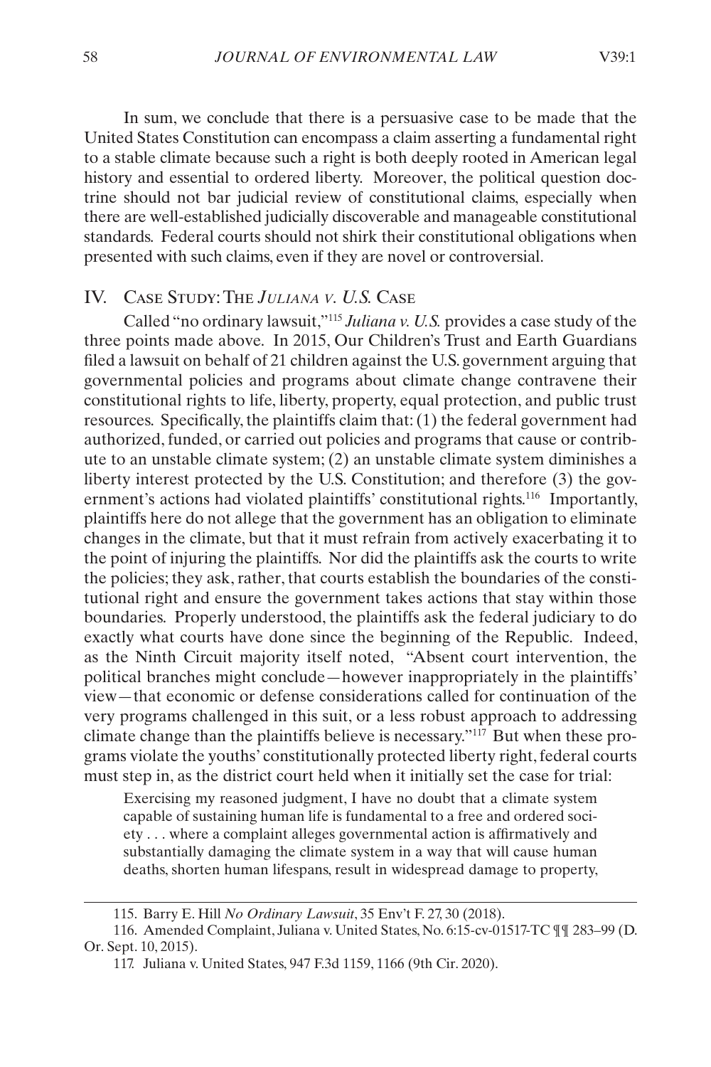In sum, we conclude that there is a persuasive case to be made that the United States Constitution can encompass a claim asserting a fundamental right to a stable climate because such a right is both deeply rooted in American legal history and essential to ordered liberty. Moreover, the political question doctrine should not bar judicial review of constitutional claims, especially when there are well-established judicially discoverable and manageable constitutional standards. Federal courts should not shirk their constitutional obligations when presented with such claims, even if they are novel or controversial.

## IV. Case Study: The *Juliana v. U.S.* Case

Called "no ordinary lawsuit,"[115] *Juliana v. U.S.* provides a case study of the three points made above. In 2015, Our Children's Trust and Earth Guardians filed a lawsuit on behalf of 21 children against the U.S. government arguing that governmental policies and programs about climate change contravene their constitutional rights to life, liberty, property, equal protection, and public trust resources. Specifically, the plaintiffs claim that: (1) the federal government had authorized, funded, or carried out policies and programs that cause or contribute to an unstable climate system; (2) an unstable climate system diminishes a liberty interest protected by the U.S. Constitution; and therefore (3) the government's actions had violated plaintiffs' constitutional rights.[116] Importantly, plaintiffs here do not allege that the government has an obligation to eliminate changes in the climate, but that it must refrain from actively exacerbating it to the point of injuring the plaintiffs. Nor did the plaintiffs ask the courts to write the policies; they ask, rather, that courts establish the boundaries of the constitutional right and ensure the government takes actions that stay within those boundaries. Properly understood, the plaintiffs ask the federal judiciary to do exactly what courts have done since the beginning of the Republic. Indeed, as the Ninth Circuit majority itself noted, "Absent court intervention, the political branches might conclude—however inappropriately in the plaintiffs' view—that economic or defense considerations called for continuation of the very programs challenged in this suit, or a less robust approach to addressing climate change than the plaintiffs believe is necessary."[117] But when these programs violate the youths' constitutionally protected liberty right, federal courts must step in, as the district court held when it initially set the case for trial:

> Exercising my reasoned judgment, I have no doubt that a climate system capable of sustaining human life is fundamental to a free and ordered society . . . where a complaint alleges governmental action is affirmatively and substantially damaging the climate system in a way that will cause human deaths, shorten human lifespans, result in widespread damage to property,

---

115. Barry E. Hill *No Ordinary Lawsuit*, 35 Env't F. 27, 30 (2018).

116. Amended Complaint, Juliana v. United States, No. 6:15-cv-01517-TC ¶¶ 283–99 (D. Or. Sept. 10, 2015).

117. Juliana v. United States, 947 F.3d 1159, 1166 (9th Cir. 2020).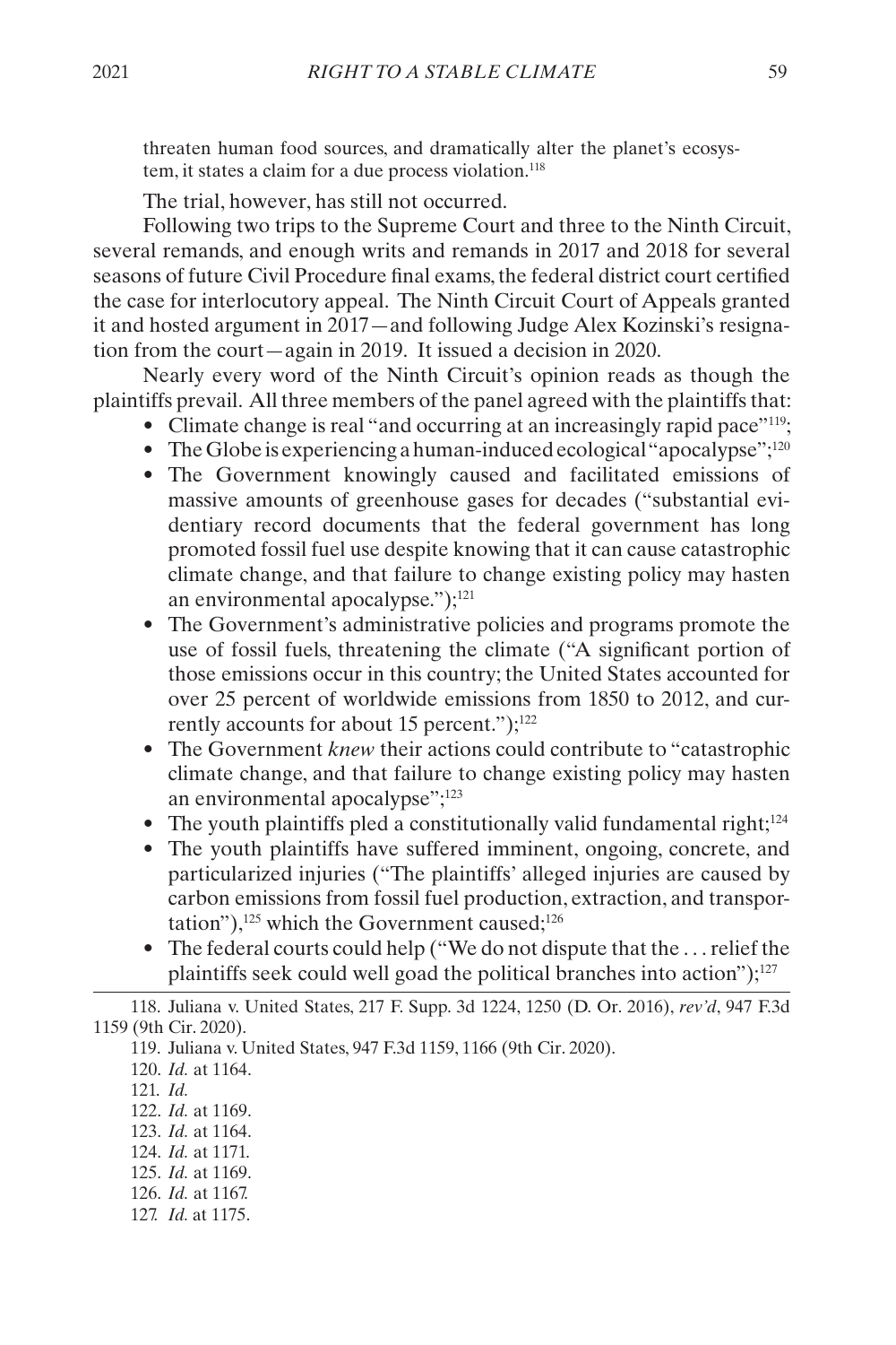threaten human food sources, and dramatically alter the planet's ecosystem, it states a claim for a due process violation.[118]

The trial, however, has still not occurred.

Following two trips to the Supreme Court and three to the Ninth Circuit, several remands, and enough writs and remands in 2017 and 2018 for several seasons of future Civil Procedure final exams, the federal district court certified the case for interlocutory appeal. The Ninth Circuit Court of Appeals granted it and hosted argument in 2017—and following Judge Alex Kozinski's resignation from the court—again in 2019. It issued a decision in 2020.

Nearly every word of the Ninth Circuit's opinion reads as though the plaintiffs prevail. All three members of the panel agreed with the plaintiffs that:

- Climate change is real "and occurring at an increasingly rapid pace"[119];
- The Globe is experiencing a human-induced ecological "apocalypse";[120]
- The Government knowingly caused and facilitated emissions of massive amounts of greenhouse gases for decades ("substantial evidentiary record documents that the federal government has long promoted fossil fuel use despite knowing that it can cause catastrophic climate change, and that failure to change existing policy may hasten an environmental apocalypse.");[121]
- The Government's administrative policies and programs promote the use of fossil fuels, threatening the climate ("A significant portion of those emissions occur in this country; the United States accounted for over 25 percent of worldwide emissions from 1850 to 2012, and currently accounts for about 15 percent.");[122]
- The Government *knew* their actions could contribute to "catastrophic climate change, and that failure to change existing policy may hasten an environmental apocalypse";[123]
- The youth plaintiffs pled a constitutionally valid fundamental right;[124]
- The youth plaintiffs have suffered imminent, ongoing, concrete, and particularized injuries ("The plaintiffs' alleged injuries are caused by carbon emissions from fossil fuel production, extraction, and transportation"),[125] which the Government caused;[126]
- The federal courts could help ("We do not dispute that the . . . relief the plaintiffs seek could well goad the political branches into action");[127]

---

118. Juliana v. United States, 217 F. Supp. 3d 1224, 1250 (D. Or. 2016), *rev'd*, 947 F.3d 1159 (9th Cir. 2020).

119. Juliana v. United States, 947 F.3d 1159, 1166 (9th Cir. 2020).

120. *Id.* at 1164.

121. *Id.*

122. *Id.* at 1169.

123. *Id.* at 1164.

124. *Id.* at 1171.

125. *Id.* at 1169.

126. *Id.* at 1167.

127. *Id.* at 1175.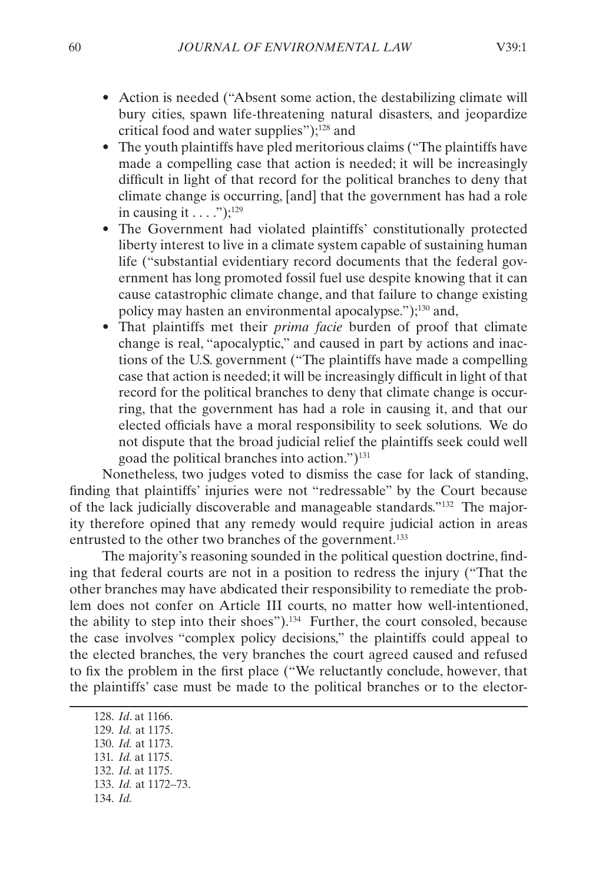- Action is needed ("Absent some action, the destabilizing climate will bury cities, spawn life-threatening natural disasters, and jeopardize critical food and water supplies");[128] and
- The youth plaintiffs have pled meritorious claims ("The plaintiffs have made a compelling case that action is needed; it will be increasingly difficult in light of that record for the political branches to deny that climate change is occurring, [and] that the government has had a role in causing it . . . .");[129]
- The Government had violated plaintiffs' constitutionally protected liberty interest to live in a climate system capable of sustaining human life ("substantial evidentiary record documents that the federal government has long promoted fossil fuel use despite knowing that it can cause catastrophic climate change, and that failure to change existing policy may hasten an environmental apocalypse.");[130] and,
- That plaintiffs met their *prima facie* burden of proof that climate change is real, "apocalyptic," and caused in part by actions and inactions of the U.S. government ("The plaintiffs have made a compelling case that action is needed; it will be increasingly difficult in light of that record for the political branches to deny that climate change is occurring, that the government has had a role in causing it, and that our elected officials have a moral responsibility to seek solutions. We do not dispute that the broad judicial relief the plaintiffs seek could well goad the political branches into action.")[131]

Nonetheless, two judges voted to dismiss the case for lack of standing, finding that plaintiffs' injuries were not "redressable" by the Court because of the lack judicially discoverable and manageable standards."[132] The majority therefore opined that any remedy would require judicial action in areas entrusted to the other two branches of the government.[133]

The majority's reasoning sounded in the political question doctrine, finding that federal courts are not in a position to redress the injury ("That the other branches may have abdicated their responsibility to remediate the problem does not confer on Article III courts, no matter how well-intentioned, the ability to step into their shoes").[134] Further, the court consoled, because the case involves "complex policy decisions," the plaintiffs could appeal to the elected branches, the very branches the court agreed caused and refused to fix the problem in the first place ("We reluctantly conclude, however, that the plaintiffs' case must be made to the political branches or to the elector-

128. *Id*. at 1166.
129. *Id.* at 1175.
130. *Id.* at 1173.
131. *Id.* at 1175.
132. *Id.* at 1175.
133. *Id.* at 1172–73.
134. *Id.*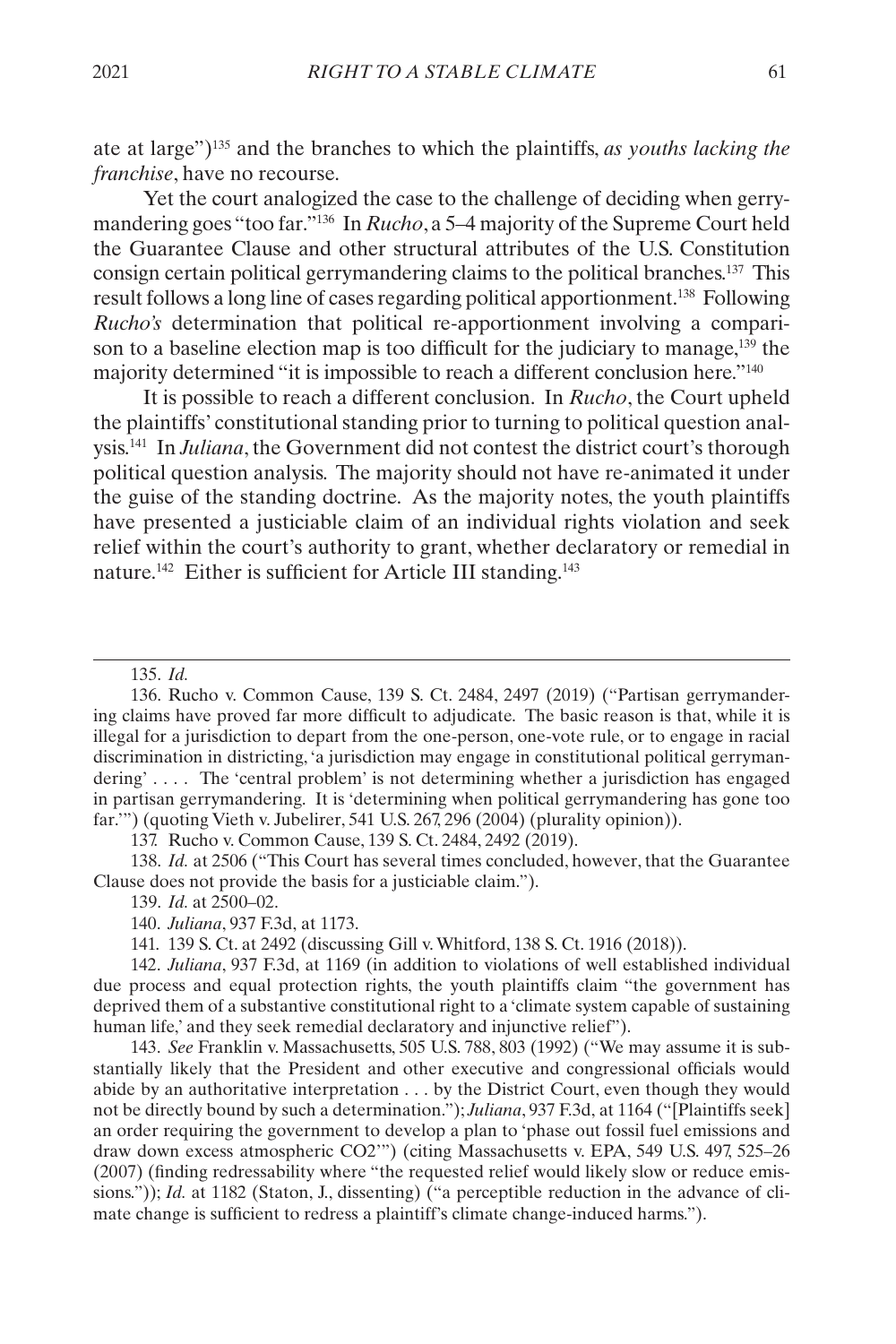ate at large")[135] and the branches to which the plaintiffs, *as youths lacking the franchise*, have no recourse.

Yet the court analogized the case to the challenge of deciding when gerrymandering goes "too far."[136] In *Rucho*, a 5–4 majority of the Supreme Court held the Guarantee Clause and other structural attributes of the U.S. Constitution consign certain political gerrymandering claims to the political branches.[137] This result follows a long line of cases regarding political apportionment.[138] Following *Rucho's* determination that political re-apportionment involving a comparison to a baseline election map is too difficult for the judiciary to manage,[139] the majority determined "it is impossible to reach a different conclusion here."[140]

It is possible to reach a different conclusion. In *Rucho*, the Court upheld the plaintiffs' constitutional standing prior to turning to political question analysis.[141] In *Juliana*, the Government did not contest the district court's thorough political question analysis. The majority should not have re-animated it under the guise of the standing doctrine. As the majority notes, the youth plaintiffs have presented a justiciable claim of an individual rights violation and seek relief within the court's authority to grant, whether declaratory or remedial in nature.[142] Either is sufficient for Article III standing.[143]

---

135. *Id.*

136. Rucho v. Common Cause, 139 S. Ct. 2484, 2497 (2019) ("Partisan gerrymandering claims have proved far more difficult to adjudicate. The basic reason is that, while it is illegal for a jurisdiction to depart from the one-person, one-vote rule, or to engage in racial discrimination in districting, 'a jurisdiction may engage in constitutional political gerrymandering' . . . . The 'central problem' is not determining whether a jurisdiction has engaged in partisan gerrymandering. It is 'determining when political gerrymandering has gone too far.'") (quoting Vieth v. Jubelirer, 541 U.S. 267, 296 (2004) (plurality opinion)).

137. Rucho v. Common Cause, 139 S. Ct. 2484, 2492 (2019).

138. *Id.* at 2506 ("This Court has several times concluded, however, that the Guarantee Clause does not provide the basis for a justiciable claim.").

139. *Id.* at 2500–02.

140. *Juliana*, 937 F.3d, at 1173.

141. 139 S. Ct. at 2492 (discussing Gill v. Whitford, 138 S. Ct. 1916 (2018)).

142. *Juliana*, 937 F.3d, at 1169 (in addition to violations of well established individual due process and equal protection rights, the youth plaintiffs claim "the government has deprived them of a substantive constitutional right to a 'climate system capable of sustaining human life,' and they seek remedial declaratory and injunctive relief").

143. *See* Franklin v. Massachusetts, 505 U.S. 788, 803 (1992) ("We may assume it is substantially likely that the President and other executive and congressional officials would abide by an authoritative interpretation . . . by the District Court, even though they would not be directly bound by such a determination."); *Juliana*, 937 F.3d, at 1164 ("[Plaintiffs seek] an order requiring the government to develop a plan to 'phase out fossil fuel emissions and draw down excess atmospheric CO2'") (citing Massachusetts v. EPA, 549 U.S. 497, 525–26 (2007) (finding redressability where "the requested relief would likely slow or reduce emissions.")); *Id.* at 1182 (Staton, J., dissenting) ("a perceptible reduction in the advance of climate change is sufficient to redress a plaintiff's climate change-induced harms.").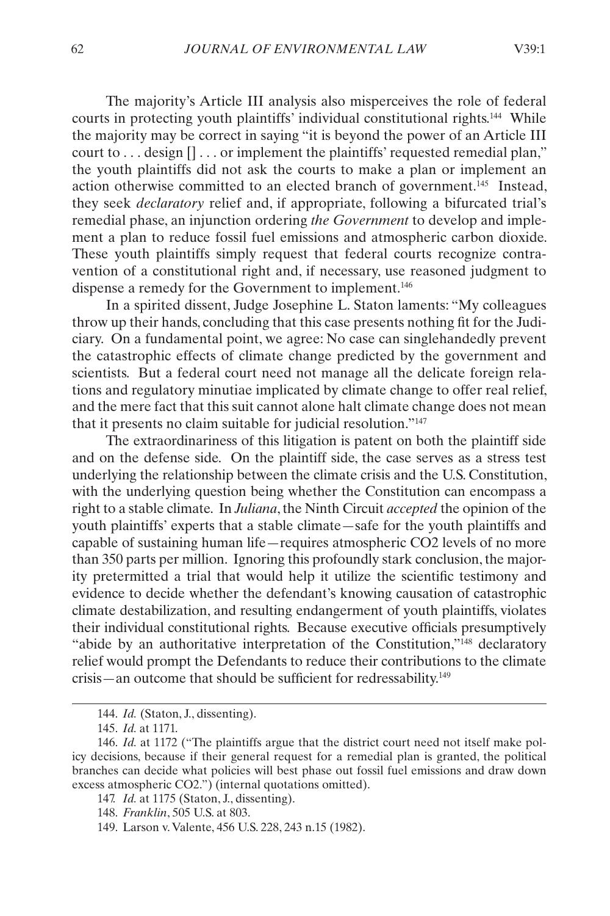The majority's Article III analysis also misperceives the role of federal courts in protecting youth plaintiffs' individual constitutional rights.[144] While the majority may be correct in saying "it is beyond the power of an Article III court to . . . design [] . . . or implement the plaintiffs' requested remedial plan," the youth plaintiffs did not ask the courts to make a plan or implement an action otherwise committed to an elected branch of government.[145] Instead, they seek *declaratory* relief and, if appropriate, following a bifurcated trial's remedial phase, an injunction ordering *the Government* to develop and implement a plan to reduce fossil fuel emissions and atmospheric carbon dioxide. These youth plaintiffs simply request that federal courts recognize contravention of a constitutional right and, if necessary, use reasoned judgment to dispense a remedy for the Government to implement.[146]

In a spirited dissent, Judge Josephine L. Staton laments: "My colleagues throw up their hands, concluding that this case presents nothing fit for the Judiciary. On a fundamental point, we agree: No case can singlehandedly prevent the catastrophic effects of climate change predicted by the government and scientists. But a federal court need not manage all the delicate foreign relations and regulatory minutiae implicated by climate change to offer real relief, and the mere fact that this suit cannot alone halt climate change does not mean that it presents no claim suitable for judicial resolution."[147]

The extraordinariness of this litigation is patent on both the plaintiff side and on the defense side. On the plaintiff side, the case serves as a stress test underlying the relationship between the climate crisis and the U.S. Constitution, with the underlying question being whether the Constitution can encompass a right to a stable climate. In *Juliana*, the Ninth Circuit *accepted* the opinion of the youth plaintiffs' experts that a stable climate—safe for the youth plaintiffs and capable of sustaining human life—requires atmospheric $CO_2$ levels of no more than 350 parts per million. Ignoring this profoundly stark conclusion, the majority pretermitted a trial that would help it utilize the scientific testimony and evidence to decide whether the defendant's knowing causation of catastrophic climate destabilization, and resulting endangerment of youth plaintiffs, violates their individual constitutional rights. Because executive officials presumptively "abide by an authoritative interpretation of the Constitution,"[148] declaratory relief would prompt the Defendants to reduce their contributions to the climate crisis—an outcome that should be sufficient for redressability.[149]

---

144. *Id.* (Staton, J., dissenting).

145. *Id.* at 1171.

146. *Id.* at 1172 ("The plaintiffs argue that the district court need not itself make policy decisions, because if their general request for a remedial plan is granted, the political branches can decide what policies will best phase out fossil fuel emissions and draw down excess atmospheric $CO_2$.") (internal quotations omitted).

147. *Id.* at 1175 (Staton, J., dissenting).

148. *Franklin*, 505 U.S. at 803.

149. Larson v. Valente, 456 U.S. 228, 243 n.15 (1982).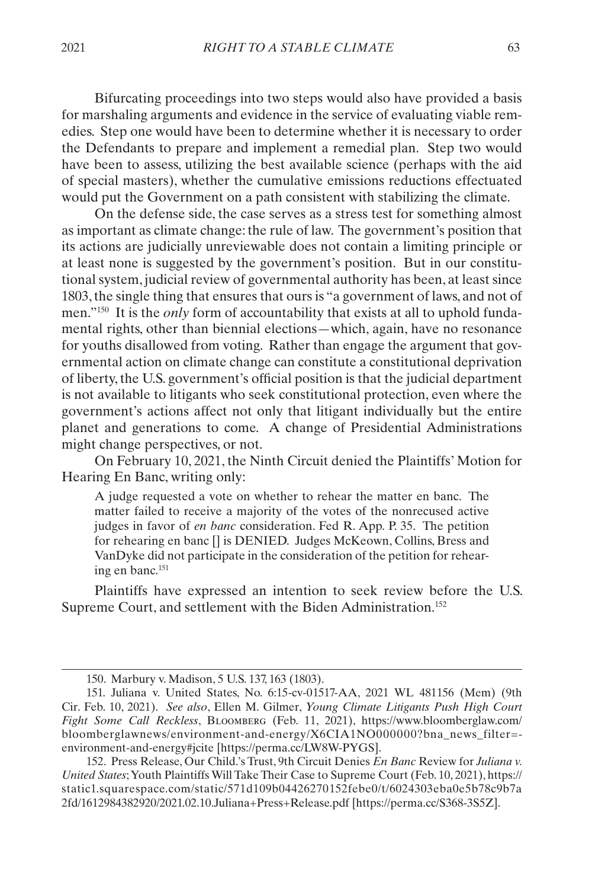Bifurcating proceedings into two steps would also have provided a basis for marshaling arguments and evidence in the service of evaluating viable remedies. Step one would have been to determine whether it is necessary to order the Defendants to prepare and implement a remedial plan. Step two would have been to assess, utilizing the best available science (perhaps with the aid of special masters), whether the cumulative emissions reductions effectuated would put the Government on a path consistent with stabilizing the climate.

On the defense side, the case serves as a stress test for something almost as important as climate change: the rule of law. The government's position that its actions are judicially unreviewable does not contain a limiting principle or at least none is suggested by the government's position. But in our constitutional system, judicial review of governmental authority has been, at least since 1803, the single thing that ensures that ours is "a government of laws, and not of men."[150] It is the *only* form of accountability that exists at all to uphold fundamental rights, other than biennial elections—which, again, have no resonance for youths disallowed from voting. Rather than engage the argument that governmental action on climate change can constitute a constitutional deprivation of liberty, the U.S. government's official position is that the judicial department is not available to litigants who seek constitutional protection, even where the government's actions affect not only that litigant individually but the entire planet and generations to come. A change of Presidential Administrations might change perspectives, or not.

On February 10, 2021, the Ninth Circuit denied the Plaintiffs' Motion for Hearing En Banc, writing only:

> A judge requested a vote on whether to rehear the matter en banc. The matter failed to receive a majority of the votes of the nonrecused active judges in favor of *en banc* consideration. Fed R. App. P. 35. The petition for rehearing en banc [] is DENIED. Judges McKeown, Collins, Bress and VanDyke did not participate in the consideration of the petition for rehearing en banc.[151]

Plaintiffs have expressed an intention to seek review before the U.S. Supreme Court, and settlement with the Biden Administration.[152]

---

150. Marbury v. Madison, 5 U.S. 137, 163 (1803).

151. Juliana v. United States, No. 6:15-cv-01517-AA, 2021 WL 481156 (Mem) (9th Cir. Feb. 10, 2021). *See also*, Ellen M. Gilmer, *Young Climate Litigants Push High Court Fight Some Call Reckless*, Bloomberg (Feb. 11, 2021), https://www.bloomberglaw.com/bloomberglawnews/environment-and-energy/X6CIA1NO000000?bna_news_filter=-environment-and-energy#jcite [https://perma.cc/LW8W-PYGS].

152. Press Release, Our Child.'s Trust, 9th Circuit Denies *En Banc* Review for *Juliana v. United States*; Youth Plaintiffs Will Take Their Case to Supreme Court (Feb. 10, 2021), https://static1.squarespace.com/static/571d109b04426270152febe0/t/6024303eba0e5b78c9b7a2fd/1612984382920/2021.02.10.Juliana+Press+Release.pdf [https://perma.cc/S368-3S5Z].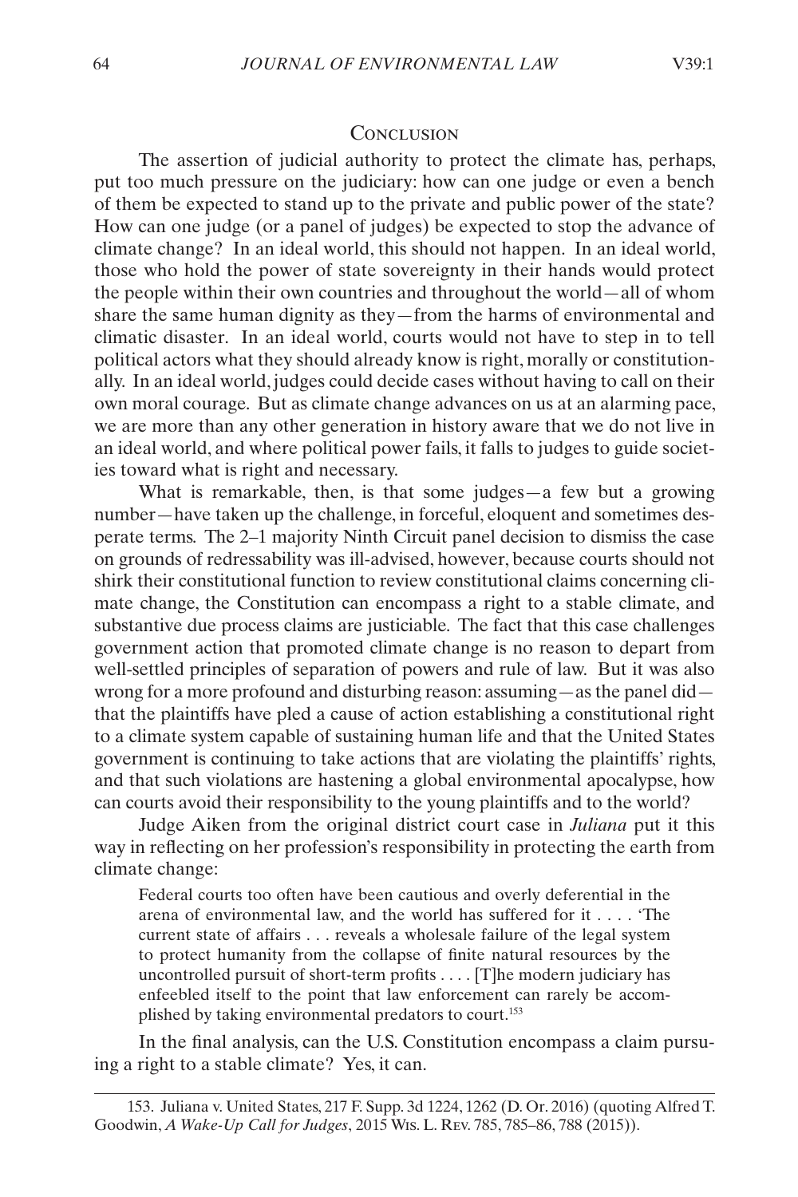## Conclusion

The assertion of judicial authority to protect the climate has, perhaps, put too much pressure on the judiciary: how can one judge or even a bench of them be expected to stand up to the private and public power of the state? How can one judge (or a panel of judges) be expected to stop the advance of climate change? In an ideal world, this should not happen. In an ideal world, those who hold the power of state sovereignty in their hands would protect the people within their own countries and throughout the world—all of whom share the same human dignity as they—from the harms of environmental and climatic disaster. In an ideal world, courts would not have to step in to tell political actors what they should already know is right, morally or constitutionally. In an ideal world, judges could decide cases without having to call on their own moral courage. But as climate change advances on us at an alarming pace, we are more than any other generation in history aware that we do not live in an ideal world, and where political power fails, it falls to judges to guide societies toward what is right and necessary.

What is remarkable, then, is that some judges—a few but a growing number—have taken up the challenge, in forceful, eloquent and sometimes desperate terms. The 2–1 majority Ninth Circuit panel decision to dismiss the case on grounds of redressability was ill-advised, however, because courts should not shirk their constitutional function to review constitutional claims concerning climate change, the Constitution can encompass a right to a stable climate, and substantive due process claims are justiciable. The fact that this case challenges government action that promoted climate change is no reason to depart from well-settled principles of separation of powers and rule of law. But it was also wrong for a more profound and disturbing reason: assuming—as the panel did—that the plaintiffs have pled a cause of action establishing a constitutional right to a climate system capable of sustaining human life and that the United States government is continuing to take actions that are violating the plaintiffs' rights, and that such violations are hastening a global environmental apocalypse, how can courts avoid their responsibility to the young plaintiffs and to the world?

Judge Aiken from the original district court case in *Juliana* put it this way in reflecting on her profession's responsibility in protecting the earth from climate change:

> Federal courts too often have been cautious and overly deferential in the arena of environmental law, and the world has suffered for it . . . . 'The current state of affairs . . . reveals a wholesale failure of the legal system to protect humanity from the collapse of finite natural resources by the uncontrolled pursuit of short-term profits . . . . [T]he modern judiciary has enfeebled itself to the point that law enforcement can rarely be accomplished by taking environmental predators to court.[153]

In the final analysis, can the U.S. Constitution encompass a claim pursuing a right to a stable climate? Yes, it can.

---

153. Juliana v. United States, 217 F. Supp. 3d 1224, 1262 (D. Or. 2016) (quoting Alfred T. Goodwin, *A Wake-Up Call for Judges*, 2015 Wis. L. Rev. 785, 785–86, 788 (2015)).